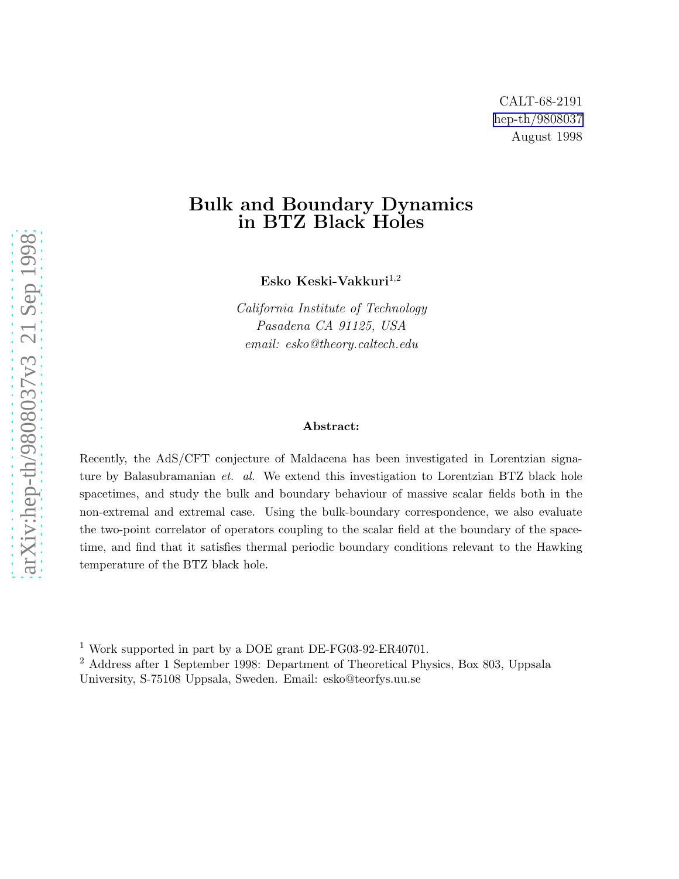CALT-68-2191
hep-th/9808037
August 1998

# Bulk and Boundary Dynamics in BTZ Black Holes

**Esko Keski-Vakkuri**[1,2]

*California Institute of Technology*
*Pasadena CA 91125, USA*
*email: esko@theory.caltech.edu*

**Abstract:**

Recently, the AdS/CFT conjecture of Maldacena has been investigated in Lorentzian signature by Balasubramanian *et. al.* We extend this investigation to Lorentzian BTZ black hole spacetimes, and study the bulk and boundary behaviour of massive scalar fields both in the non-extremal and extremal case. Using the bulk-boundary correspondence, we also evaluate the two-point correlator of operators coupling to the scalar field at the boundary of the spacetime, and find that it satisfies thermal periodic boundary conditions relevant to the Hawking temperature of the BTZ black hole.

[1] Work supported in part by a DOE grant DE-FG03-92-ER40701.

[2] Address after 1 September 1998: Department of Theoretical Physics, Box 803, Uppsala University, S-75108 Uppsala, Sweden. Email: esko@teorfys.uu.se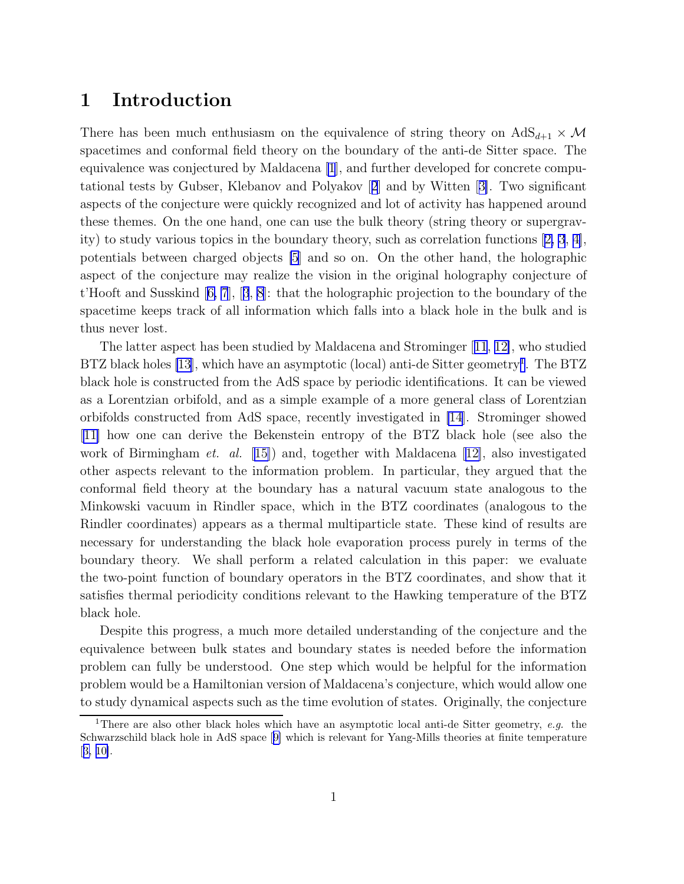# 1 Introduction

There has been much enthusiasm on the equivalence of string theory on $\mathrm{AdS}_{d+1} \times \mathcal{M}$ spacetimes and conformal field theory on the boundary of the anti-de Sitter space. The equivalence was conjectured by Maldacena [1], and further developed for concrete computational tests by Gubser, Klebanov and Polyakov [2] and by Witten [3]. Two significant aspects of the conjecture were quickly recognized and lot of activity has happened around these themes. On the one hand, one can use the bulk theory (string theory or supergravity) to study various topics in the boundary theory, such as correlation functions [2, 3, 4], potentials between charged objects [5] and so on. On the other hand, the holographic aspect of the conjecture may realize the vision in the original holography conjecture of t'Hooft and Susskind [6, 7], [3, 8]: that the holographic projection to the boundary of the spacetime keeps track of all information which falls into a black hole in the bulk and is thus never lost.

The latter aspect has been studied by Maldacena and Strominger [11, 12], who studied BTZ black holes [13], which have an asymptotic (local) anti-de Sitter geometry[1]. The BTZ black hole is constructed from the AdS space by periodic identifications. It can be viewed as a Lorentzian orbifold, and as a simple example of a more general class of Lorentzian orbifolds constructed from AdS space, recently investigated in [14]. Strominger showed [11] how one can derive the Bekenstein entropy of the BTZ black hole (see also the work of Birmingham *et. al.* [15]) and, together with Maldacena [12], also investigated other aspects relevant to the information problem. In particular, they argued that the conformal field theory at the boundary has a natural vacuum state analogous to the Minkowski vacuum in Rindler space, which in the BTZ coordinates (analogous to the Rindler coordinates) appears as a thermal multiparticle state. These kind of results are necessary for understanding the black hole evaporation process purely in terms of the boundary theory. We shall perform a related calculation in this paper: we evaluate the two-point function of boundary operators in the BTZ coordinates, and show that it satisfies thermal periodicity conditions relevant to the Hawking temperature of the BTZ black hole.

Despite this progress, a much more detailed understanding of the conjecture and the equivalence between bulk states and boundary states is needed before the information problem can fully be understood. One step which would be helpful for the information problem would be a Hamiltonian version of Maldacena's conjecture, which would allow one to study dynamical aspects such as the time evolution of states. Originally, the conjecture

[1] There are also other black holes which have an asymptotic local anti-de Sitter geometry, *e.g.* the Schwarzschild black hole in AdS space [9] which is relevant for Yang-Mills theories at finite temperature [3, 10].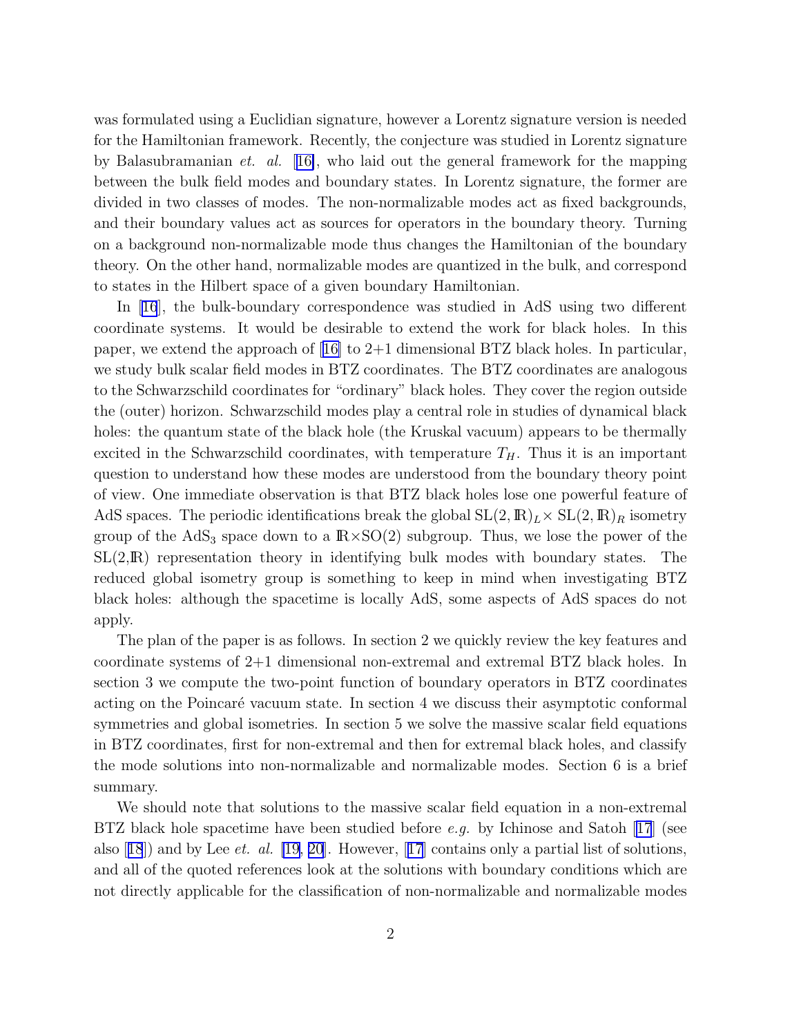was formulated using a Euclidian signature, however a Lorentz signature version is needed for the Hamiltonian framework. Recently, the conjecture was studied in Lorentz signature by Balasubramanian *et. al.* [16], who laid out the general framework for the mapping between the bulk field modes and boundary states. In Lorentz signature, the former are divided in two classes of modes. The non-normalizable modes act as fixed backgrounds, and their boundary values act as sources for operators in the boundary theory. Turning on a background non-normalizable mode thus changes the Hamiltonian of the boundary theory. On the other hand, normalizable modes are quantized in the bulk, and correspond to states in the Hilbert space of a given boundary Hamiltonian.

In [16], the bulk-boundary correspondence was studied in AdS using two different coordinate systems. It would be desirable to extend the work for black holes. In this paper, we extend the approach of [16] to 2+1 dimensional BTZ black holes. In particular, we study bulk scalar field modes in BTZ coordinates. The BTZ coordinates are analogous to the Schwarzschild coordinates for "ordinary" black holes. They cover the region outside the (outer) horizon. Schwarzschild modes play a central role in studies of dynamical black holes: the quantum state of the black hole (the Kruskal vacuum) appears to be thermally excited in the Schwarzschild coordinates, with temperature $T_H$. Thus it is an important question to understand how these modes are understood from the boundary theory point of view. One immediate observation is that BTZ black holes lose one powerful feature of AdS spaces. The periodic identifications break the global $\mathrm{SL}(2,\mathbb{R})_L \times \mathrm{SL}(2,\mathbb{R})_R$ isometry group of the $\mathrm{AdS}_3$ space down to a $\mathbb{R}\times\mathrm{SO}(2)$ subgroup. Thus, we lose the power of the $\mathrm{SL}(2,\mathbb{R})$ representation theory in identifying bulk modes with boundary states. The reduced global isometry group is something to keep in mind when investigating BTZ black holes: although the spacetime is locally AdS, some aspects of AdS spaces do not apply.

The plan of the paper is as follows. In section 2 we quickly review the key features and coordinate systems of 2+1 dimensional non-extremal and extremal BTZ black holes. In section 3 we compute the two-point function of boundary operators in BTZ coordinates acting on the Poincaré vacuum state. In section 4 we discuss their asymptotic conformal symmetries and global isometries. In section 5 we solve the massive scalar field equations in BTZ coordinates, first for non-extremal and then for extremal black holes, and classify the mode solutions into non-normalizable and normalizable modes. Section 6 is a brief summary.

We should note that solutions to the massive scalar field equation in a non-extremal BTZ black hole spacetime have been studied before *e.g.* by Ichinose and Satoh [17] (see also [18]) and by Lee *et. al.* [19, 20]. However, [17] contains only a partial list of solutions, and all of the quoted references look at the solutions with boundary conditions which are not directly applicable for the classification of non-normalizable and normalizable modes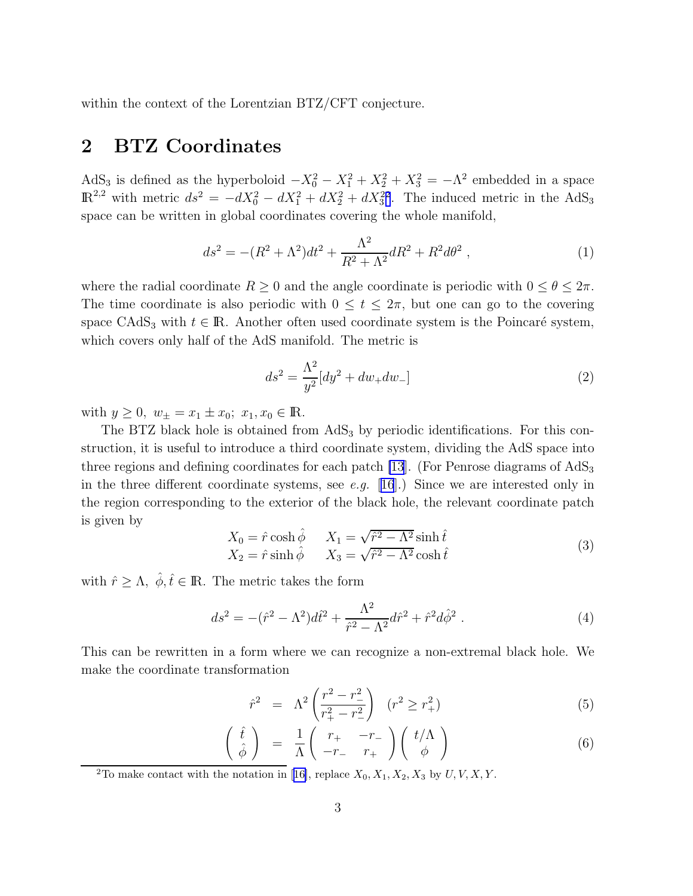within the context of the Lorentzian BTZ/CFT conjecture.

## 2 BTZ Coordinates

AdS$_3$ is defined as the hyperboloid $-X_0^2 - X_1^2 + X_2^2 + X_3^2 = -\Lambda^2$ embedded in a space $\mathbb{R}^{2,2}$ with metric $ds^2 = -dX_0^2 - dX_1^2 + dX_2^2 + dX_3^2$[2]. The induced metric in the AdS$_3$ space can be written in global coordinates covering the whole manifold,

$$ds^2 = -(R^2 + \Lambda^2)dt^2 + \frac{\Lambda^2}{R^2 + \Lambda^2}dR^2 + R^2 d\theta^2 \ , \tag{1}$$

where the radial coordinate $R \geq 0$ and the angle coordinate is periodic with $0 \leq \theta \leq 2\pi$. The time coordinate is also periodic with $0 \leq t \leq 2\pi$, but one can go to the covering space CAdS$_3$ with $t \in \mathbb{R}$. Another often used coordinate system is the Poincaré system, which covers only half of the AdS manifold. The metric is

$$ds^2 = \frac{\Lambda^2}{y^2}[dy^2 + dw_+ dw_-] \tag{2}$$

with $y \geq 0, \ w_\pm = x_1 \pm x_0; \ x_1, x_0 \in \mathbb{R}$.

The BTZ black hole is obtained from AdS$_3$ by periodic identifications. For this construction, it is useful to introduce a third coordinate system, dividing the AdS space into three regions and defining coordinates for each patch [13]. (For Penrose diagrams of AdS$_3$ in the three different coordinate systems, see *e.g.* [16].) Since we are interested only in the region corresponding to the exterior of the black hole, the relevant coordinate patch is given by

$$\begin{array}{ll} X_0 = \hat{r}\cosh\hat{\phi} & X_1 = \sqrt{\hat{r}^2 - \Lambda^2}\sinh\hat{t} \\ X_2 = \hat{r}\sinh\hat{\phi} & X_3 = \sqrt{\hat{r}^2 - \Lambda^2}\cosh\hat{t} \end{array} \tag{3}$$

with $\hat{r} \geq \Lambda, \ \hat{\phi}, \hat{t} \in \mathbb{R}$. The metric takes the form

$$ds^2 = -(\hat{r}^2 - \Lambda^2)d\hat{t}^2 + \frac{\Lambda^2}{\hat{r}^2 - \Lambda^2}d\hat{r}^2 + \hat{r}^2 d\hat{\phi}^2 \ . \tag{4}$$

This can be rewritten in a form where we can recognize a non-extremal black hole. We make the coordinate transformation

$$\hat{r}^2 = \Lambda^2 \left(\frac{r^2 - r_-^2}{r_+^2 - r_-^2}\right) \quad (r^2 \geq r_+^2) \tag{5}$$

$$\begin{pmatrix} \hat{t} \\ \hat{\phi} \end{pmatrix} = \frac{1}{\Lambda}\begin{pmatrix} r_+ & -r_- \\ -r_- & r_+ \end{pmatrix}\begin{pmatrix} t/\Lambda \\ \phi \end{pmatrix} \tag{6}$$

[2] To make contact with the notation in [16], replace $X_0, X_1, X_2, X_3$ by $U, V, X, Y$.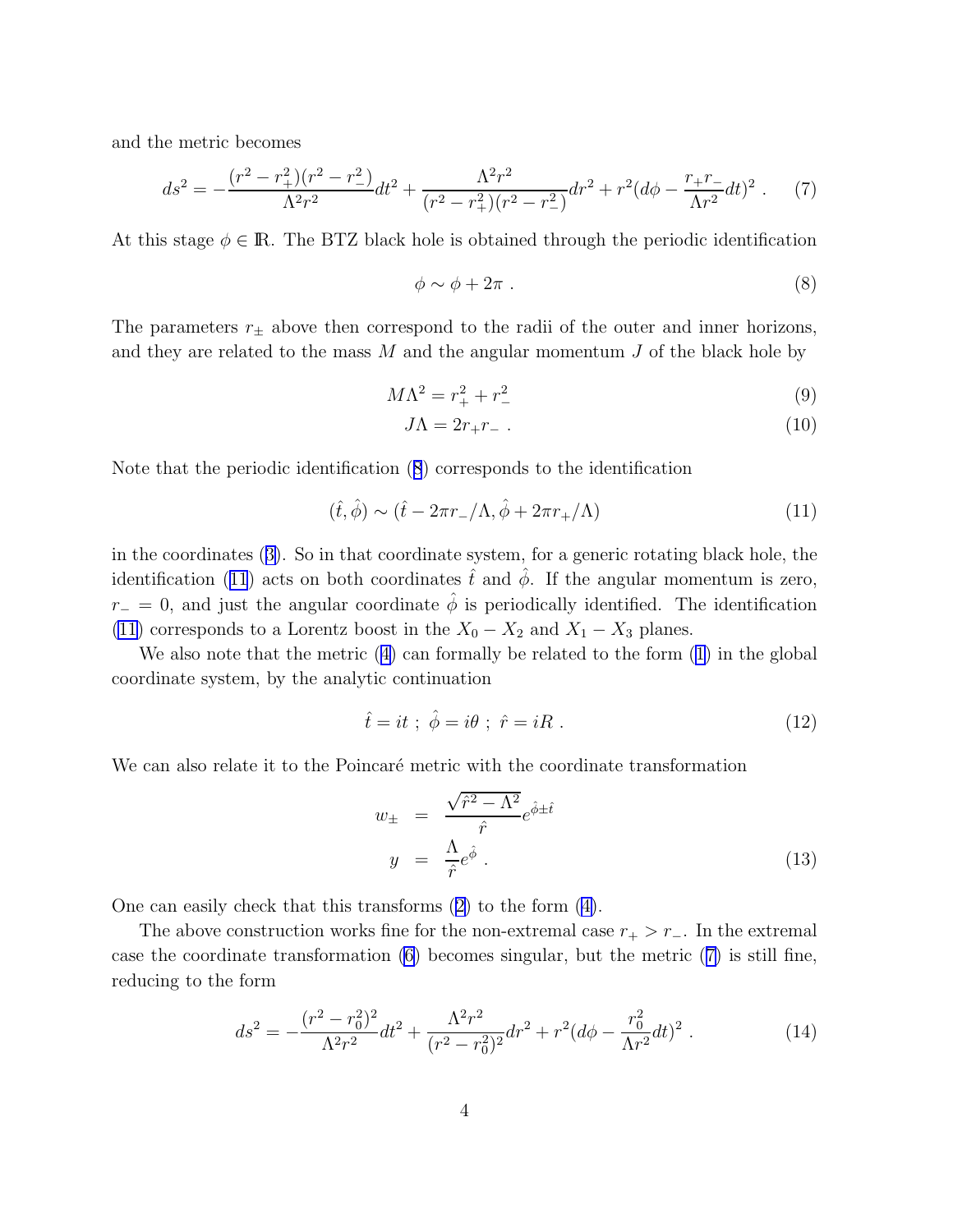and the metric becomes

$$ds^2 = -\frac{(r^2 - r_+^2)(r^2 - r_-^2)}{\Lambda^2 r^2} dt^2 + \frac{\Lambda^2 r^2}{(r^2 - r_+^2)(r^2 - r_-^2)} dr^2 + r^2 (d\phi - \frac{r_+ r_-}{\Lambda r^2} dt)^2 \ . \tag{7}$$

At this stage $\phi \in \mathbb{R}$. The BTZ black hole is obtained through the periodic identification

$$\phi \sim \phi + 2\pi \ . \tag{8}$$

The parameters $r_\pm$ above then correspond to the radii of the outer and inner horizons, and they are related to the mass $M$ and the angular momentum $J$ of the black hole by

$$M\Lambda^2 = r_+^2 + r_-^2 \tag{9}$$

$$J\Lambda = 2 r_+ r_- \ . \tag{10}$$

Note that the periodic identification (8) corresponds to the identification

$$(\hat{t}, \hat{\phi}) \sim (\hat{t} - 2\pi r_-/\Lambda, \hat{\phi} + 2\pi r_+/\Lambda) \tag{11}$$

in the coordinates (3). So in that coordinate system, for a generic rotating black hole, the identification (11) acts on both coordinates $\hat{t}$ and $\hat{\phi}$. If the angular momentum is zero, $r_- = 0$, and just the angular coordinate $\hat{\phi}$ is periodically identified. The identification (11) corresponds to a Lorentz boost in the $X_0 - X_2$ and $X_1 - X_3$ planes.

We also note that the metric (4) can formally be related to the form (1) in the global coordinate system, by the analytic continuation

$$\hat{t} = it \ ; \ \hat{\phi} = i\theta \ ; \ \hat{r} = iR \ . \tag{12}$$

We can also relate it to the Poincaré metric with the coordinate transformation

$$\begin{aligned} w_\pm &= \frac{\sqrt{\hat{r}^2 - \Lambda^2}}{\hat{r}} e^{\hat{\phi} \pm \hat{t}} \\ y &= \frac{\Lambda}{\hat{r}} e^{\hat{\phi}} \ . \end{aligned} \tag{13}$$

One can easily check that this transforms (2) to the form (4).

The above construction works fine for the non-extremal case $r_+ > r_-$. In the extremal case the coordinate transformation (6) becomes singular, but the metric (7) is still fine, reducing to the form

$$ds^2 = -\frac{(r^2 - r_0^2)^2}{\Lambda^2 r^2} dt^2 + \frac{\Lambda^2 r^2}{(r^2 - r_0^2)^2} dr^2 + r^2 (d\phi - \frac{r_0^2}{\Lambda r^2} dt)^2 \ . \tag{14}$$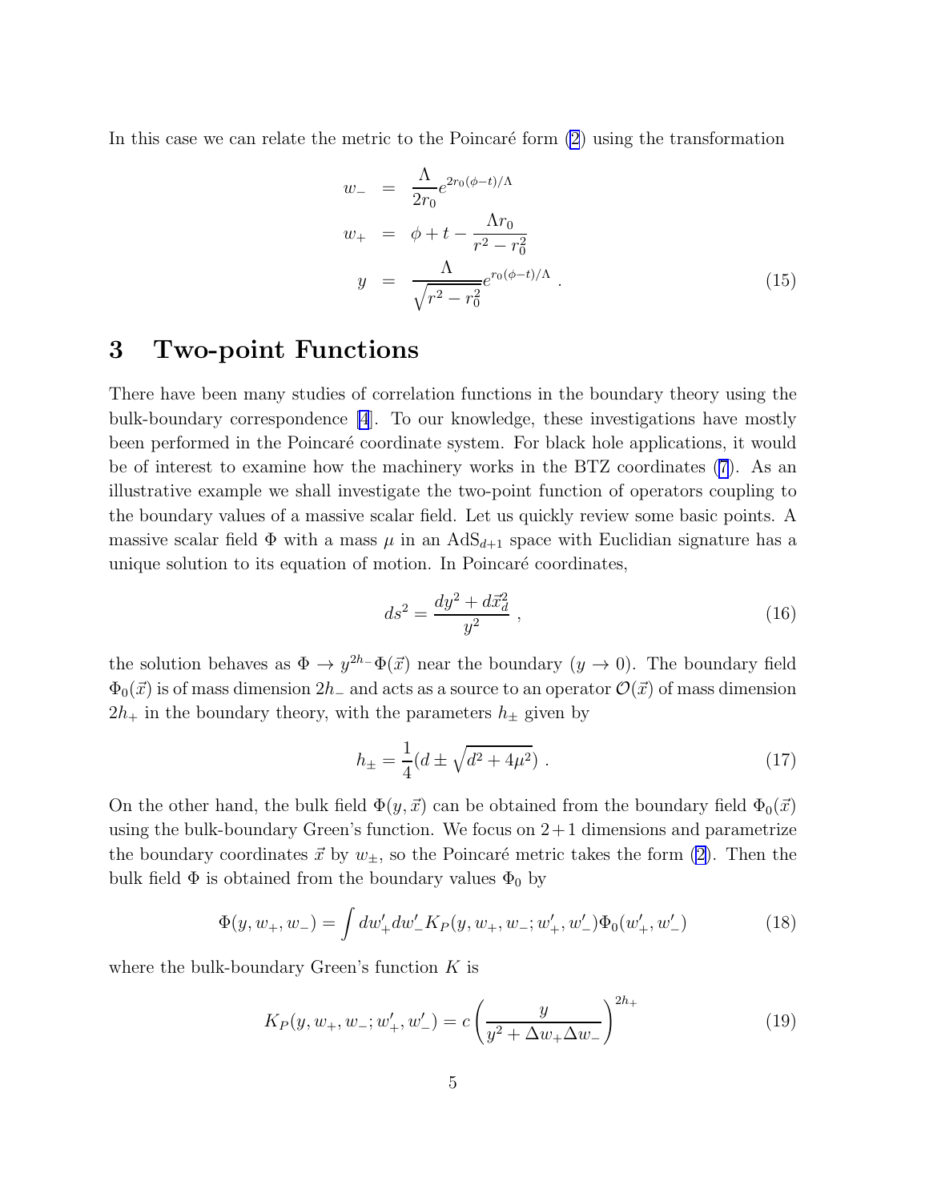In this case we can relate the metric to the Poincaré form (2) using the transformation

$$
\begin{aligned}
w_- &= \frac{\Lambda}{2r_0} e^{2r_0(\phi - t)/\Lambda} \\
w_+ &= \phi + t - \frac{\Lambda r_0}{r^2 - r_0^2} \\
y &= \frac{\Lambda}{\sqrt{r^2 - r_0^2}} e^{r_0(\phi - t)/\Lambda} \ .
\end{aligned}
\tag{15}
$$

# 3 Two-point Functions

There have been many studies of correlation functions in the boundary theory using the bulk-boundary correspondence [4]. To our knowledge, these investigations have mostly been performed in the Poincaré coordinate system. For black hole applications, it would be of interest to examine how the machinery works in the BTZ coordinates (7). As an illustrative example we shall investigate the two-point function of operators coupling to the boundary values of a massive scalar field. Let us quickly review some basic points. A massive scalar field $\Phi$ with a mass $\mu$ in an AdS$_{d+1}$ space with Euclidian signature has a unique solution to its equation of motion. In Poincaré coordinates,

$$
ds^2 = \frac{dy^2 + d\vec{x}_d^2}{y^2} \ , \tag{16}
$$

the solution behaves as $\Phi \to y^{2h_-}\Phi(\vec{x})$ near the boundary ($y \to 0$). The boundary field $\Phi_0(\vec{x})$ is of mass dimension $2h_-$ and acts as a source to an operator $\mathcal{O}(\vec{x})$ of mass dimension $2h_+$ in the boundary theory, with the parameters $h_\pm$ given by

$$
h_\pm = \frac{1}{4}(d \pm \sqrt{d^2 + 4\mu^2}) \ . \tag{17}
$$

On the other hand, the bulk field $\Phi(y, \vec{x})$ can be obtained from the boundary field $\Phi_0(\vec{x})$ using the bulk-boundary Green's function. We focus on $2+1$ dimensions and parametrize the boundary coordinates $\vec{x}$ by $w_\pm$, so the Poincaré metric takes the form (2). Then the bulk field $\Phi$ is obtained from the boundary values $\Phi_0$ by

$$
\Phi(y, w_+, w_-) = \int dw'_+ dw'_- K_P(y, w_+, w_-; w'_+, w'_-) \Phi_0(w'_+, w'_-) \tag{18}
$$

where the bulk-boundary Green's function $K$ is

$$
K_P(y, w_+, w_-; w'_+, w'_-) = c \left( \frac{y}{y^2 + \Delta w_+ \Delta w_-} \right)^{2h_+} \tag{19}
$$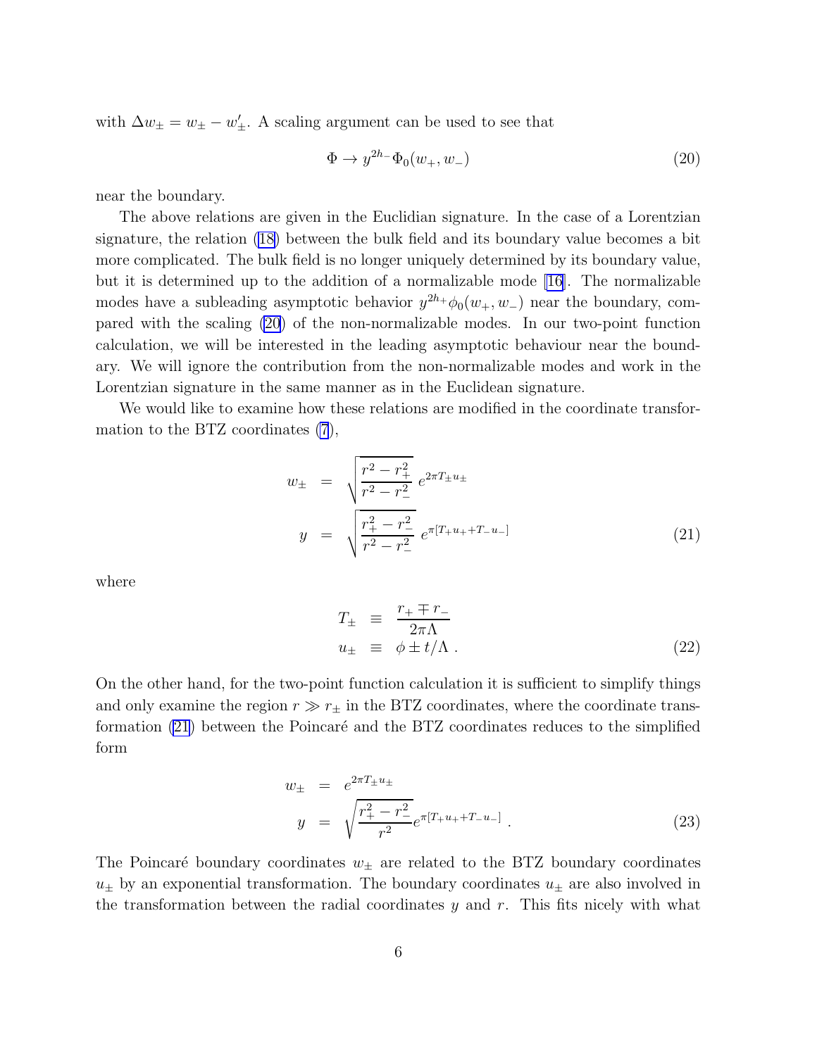with $\Delta w_\pm = w_\pm - w'_\pm$. A scaling argument can be used to see that

$$\Phi \to y^{2h_-} \Phi_0(w_+, w_-) \tag{20}$$

near the boundary.

The above relations are given in the Euclidian signature. In the case of a Lorentzian signature, the relation (18) between the bulk field and its boundary value becomes a bit more complicated. The bulk field is no longer uniquely determined by its boundary value, but it is determined up to the addition of a normalizable mode [16]. The normalizable modes have a subleading asymptotic behavior $y^{2h_+}\phi_0(w_+, w_-)$ near the boundary, compared with the scaling (20) of the non-normalizable modes. In our two-point function calculation, we will be interested in the leading asymptotic behaviour near the boundary. We will ignore the contribution from the non-normalizable modes and work in the Lorentzian signature in the same manner as in the Euclidean signature.

We would like to examine how these relations are modified in the coordinate transformation to the BTZ coordinates (7),

$$\begin{aligned} w_\pm &= \sqrt{\frac{r^2 - r_+^2}{r^2 - r_-^2}}\; e^{2\pi T_\pm u_\pm} \\ y &= \sqrt{\frac{r_+^2 - r_-^2}{r^2 - r_-^2}}\; e^{\pi[T_+ u_+ + T_- u_-]} \end{aligned} \tag{21}$$

where

$$\begin{aligned} T_\pm &\equiv \frac{r_+ \mp r_-}{2\pi\Lambda} \\ u_\pm &\equiv \phi \pm t/\Lambda\;. \end{aligned} \tag{22}$$

On the other hand, for the two-point function calculation it is sufficient to simplify things and only examine the region $r \gg r_\pm$ in the BTZ coordinates, where the coordinate transformation (21) between the Poincaré and the BTZ coordinates reduces to the simplified form

$$\begin{aligned} w_\pm &= e^{2\pi T_\pm u_\pm} \\ y &= \sqrt{\frac{r_+^2 - r_-^2}{r^2}} e^{\pi[T_+ u_+ + T_- u_-]}\;. \end{aligned} \tag{23}$$

The Poincaré boundary coordinates $w_\pm$ are related to the BTZ boundary coordinates $u_\pm$ by an exponential transformation. The boundary coordinates $u_\pm$ are also involved in the transformation between the radial coordinates $y$ and $r$. This fits nicely with what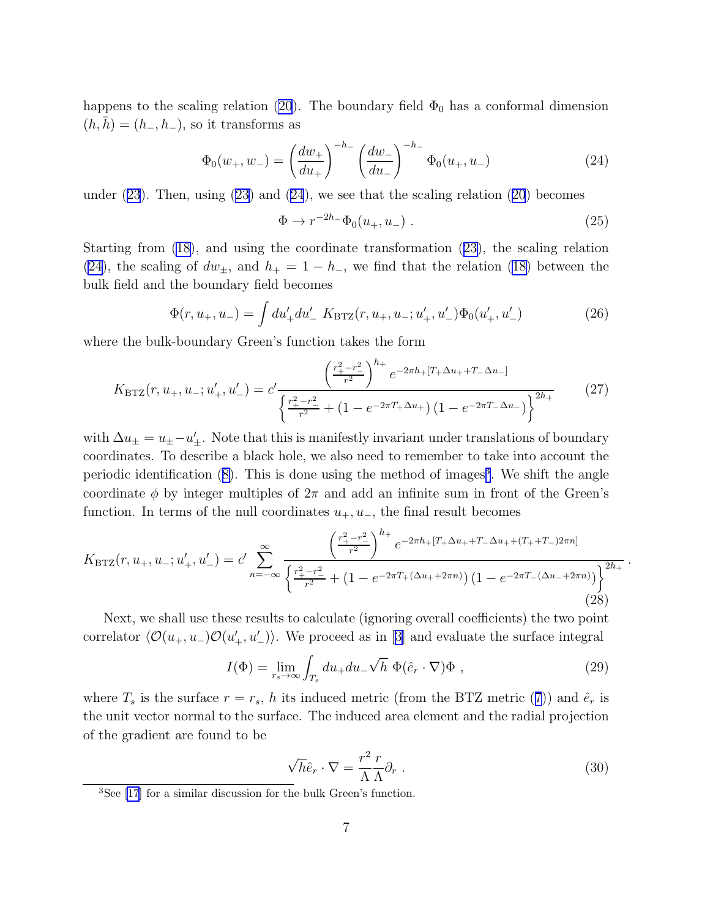happens to the scaling relation (20). The boundary field $\Phi_0$ has a conformal dimension $(h, \bar{h}) = (h_-, h_-)$, so it transforms as

$$\Phi_0(w_+, w_-) = \left(\frac{dw_+}{du_+}\right)^{-h_-} \left(\frac{dw_-}{du_-}\right)^{-h_-} \Phi_0(u_+, u_-) \tag{24}$$

under (23). Then, using (23) and (24), we see that the scaling relation (20) becomes

$$\Phi \to r^{-2h_-} \Phi_0(u_+, u_-) \ . \tag{25}$$

Starting from (18), and using the coordinate transformation (23), the scaling relation (24), the scaling of $dw_\pm$, and $h_+ = 1 - h_-$, we find that the relation (18) between the bulk field and the boundary field becomes

$$\Phi(r, u_+, u_-) = \int du'_+ du'_- \ K_{\rm BTZ}(r, u_+, u_-; u'_+, u'_-) \Phi_0(u'_+, u'_-) \tag{26}$$

where the bulk-boundary Green's function takes the form

$$K_{\rm BTZ}(r, u_+, u_-; u'_+, u'_-) = c' \frac{\left(\frac{r_+^2 - r_-^2}{r^2}\right)^{h_+} e^{-2\pi h_+ [T_+ \Delta u_+ + T_- \Delta u_-]}}{\left\{\frac{r_+^2 - r_-^2}{r^2} + \left(1 - e^{-2\pi T_+ \Delta u_+}\right)\left(1 - e^{-2\pi T_- \Delta u_-}\right)\right\}^{2h_+}} \tag{27}$$

with $\Delta u_\pm = u_\pm - u'_\pm$. Note that this is manifestly invariant under translations of boundary coordinates. To describe a black hole, we also need to remember to take into account the periodic identification (8). This is done using the method of images[3]. We shift the angle coordinate $\phi$ by integer multiples of $2\pi$ and add an infinite sum in front of the Green's function. In terms of the null coordinates $u_+, u_-$, the final result becomes

$$K_{\rm BTZ}(r, u_+, u_-; u'_+, u'_-) = c' \sum_{n=-\infty}^{\infty} \frac{\left(\frac{r_+^2 - r_-^2}{r^2}\right)^{h_+} e^{-2\pi h_+ [T_+ \Delta u_+ + T_- \Delta u_+ + (T_+ + T_-) 2\pi n]}}{\left\{\frac{r_+^2 - r_-^2}{r^2} + \left(1 - e^{-2\pi T_+ (\Delta u_+ + 2\pi n)}\right)\left(1 - e^{-2\pi T_- (\Delta u_- + 2\pi n)}\right)\right\}^{2h_+}} \ . \tag{28}$$

Next, we shall use these results to calculate (ignoring overall coefficients) the two point correlator $\langle \mathcal{O}(u_+, u_-) \mathcal{O}(u'_+, u'_-) \rangle$. We proceed as in [3] and evaluate the surface integral

$$I(\Phi) = \lim_{r_s \to \infty} \int_{T_s} du_+ du_- \sqrt{h} \ \Phi (\hat{e}_r \cdot \nabla) \Phi \ , \tag{29}$$

where $T_s$ is the surface $r = r_s$, $h$ its induced metric (from the BTZ metric (7)) and $\hat{e}_r$ is the unit vector normal to the surface. The induced area element and the radial projection of the gradient are found to be

$$\sqrt{h} \hat{e}_r \cdot \nabla = \frac{r^2}{\Lambda} \frac{r}{\Lambda} \partial_r \ . \tag{30}$$

[3] See [17] for a similar discussion for the bulk Green's function.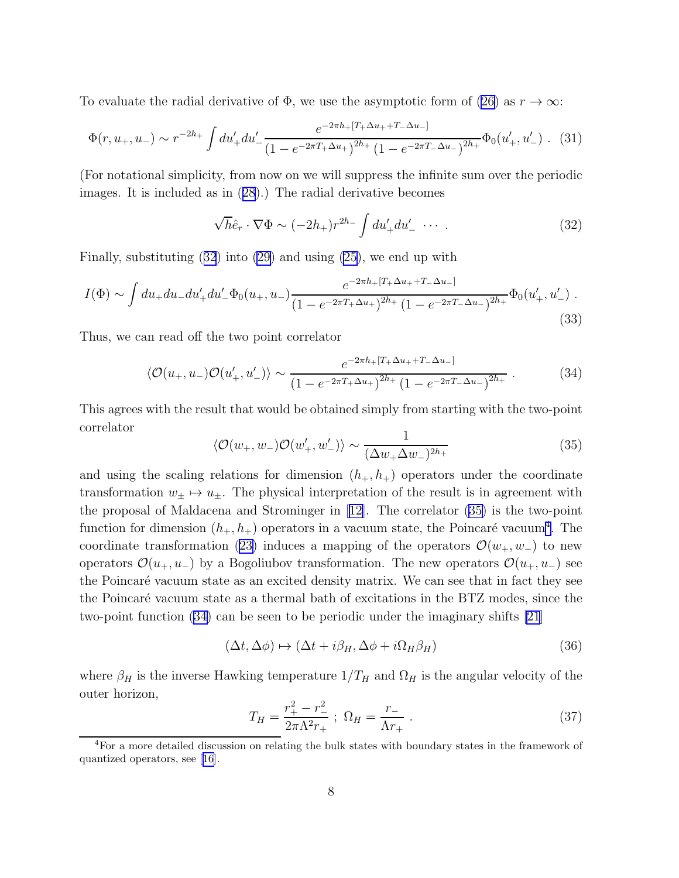To evaluate the radial derivative of $\Phi$, we use the asymptotic form of (26) as $r \to \infty$:

$$\Phi(r, u_+, u_-) \sim r^{-2h_+} \int du'_+ du'_- \frac{e^{-2\pi h_+ [T_+ \Delta u_+ + T_- \Delta u_-]}}{(1 - e^{-2\pi T_+ \Delta u_+})^{2h_+} (1 - e^{-2\pi T_- \Delta u_-})^{2h_+}} \Phi_0(u'_+, u'_-) \ . \quad (31)$$

(For notational simplicity, from now on we will suppress the infinite sum over the periodic images. It is included as in (28).) The radial derivative becomes

$$\sqrt{h} \hat{e}_r \cdot \nabla \Phi \sim (-2h_+) r^{2h_-} \int du'_+ du'_- \ \cdots \ . \quad (32)$$

Finally, substituting (32) into (29) and using (25), we end up with

$$I(\Phi) \sim \int du_+ du_- du'_+ du'_- \Phi_0(u_+, u_-) \frac{e^{-2\pi h_+ [T_+ \Delta u_+ + T_- \Delta u_-]}}{(1 - e^{-2\pi T_+ \Delta u_+})^{2h_+} (1 - e^{-2\pi T_- \Delta u_-})^{2h_+}} \Phi_0(u'_+, u'_-) \ . \quad (33)$$

Thus, we can read off the two point correlator

$$\langle \mathcal{O}(u_+, u_-) \mathcal{O}(u'_+, u'_-) \rangle \sim \frac{e^{-2\pi h_+ [T_+ \Delta u_+ + T_- \Delta u_-]}}{(1 - e^{-2\pi T_+ \Delta u_+})^{2h_+} (1 - e^{-2\pi T_- \Delta u_-})^{2h_+}} \ . \quad (34)$$

This agrees with the result that would be obtained simply from starting with the two-point correlator

$$\langle \mathcal{O}(w_+, w_-) \mathcal{O}(w'_+, w'_-) \rangle \sim \frac{1}{(\Delta w_+ \Delta w_-)^{2h_+}} \quad (35)$$

and using the scaling relations for dimension $(h_+, h_+)$ operators under the coordinate transformation $w_\pm \mapsto u_\pm$. The physical interpretation of the result is in agreement with the proposal of Maldacena and Strominger in [12]. The correlator (35) is the two-point function for dimension $(h_+, h_+)$ operators in a vacuum state, the Poincaré vacuum[4]. The coordinate transformation (23) induces a mapping of the operators $\mathcal{O}(w_+, w_-)$ to new operators $\mathcal{O}(u_+, u_-)$ by a Bogoliubov transformation. The new operators $\mathcal{O}(u_+, u_-)$ see the Poincaré vacuum state as an excited density matrix. We can see that in fact they see the Poincaré vacuum state as a thermal bath of excitations in the BTZ modes, since the two-point function (34) can be seen to be periodic under the imaginary shifts [21]

$$(\Delta t, \Delta \phi) \mapsto (\Delta t + i\beta_H, \Delta \phi + i\Omega_H \beta_H) \quad (36)$$

where $\beta_H$ is the inverse Hawking temperature $1/T_H$ and $\Omega_H$ is the angular velocity of the outer horizon,

$$T_H = \frac{r_+^2 - r_-^2}{2\pi \Lambda^2 r_+} \ ; \ \Omega_H = \frac{r_-}{\Lambda r_+} \ . \quad (37)$$

[4] For a more detailed discussion on relating the bulk states with boundary states in the framework of quantized operators, see [16].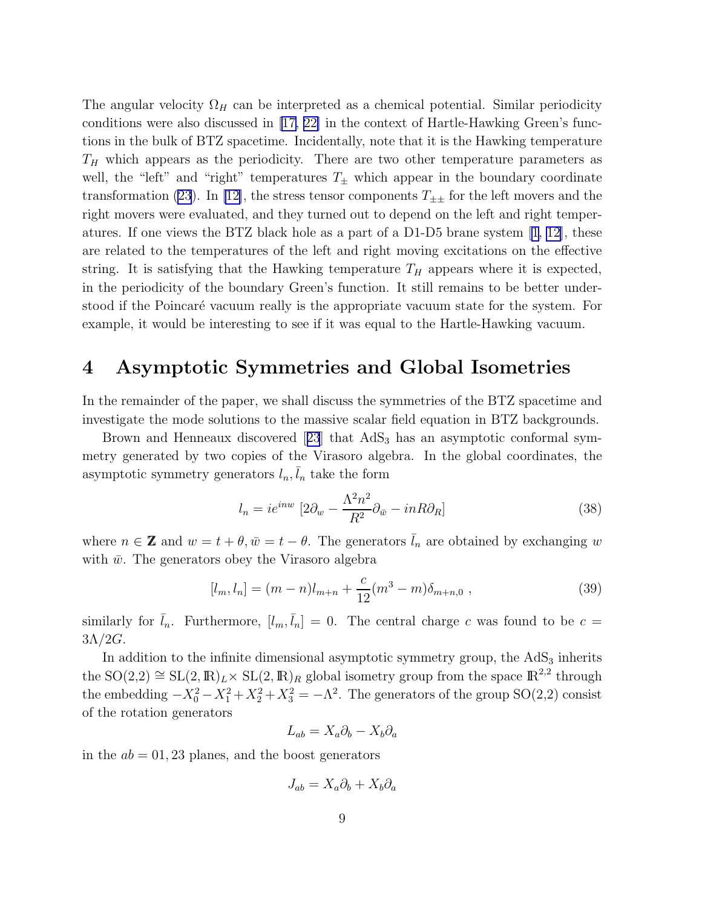The angular velocity $\Omega_H$ can be interpreted as a chemical potential. Similar periodicity conditions were also discussed in [17, 22] in the context of Hartle-Hawking Green's functions in the bulk of BTZ spacetime. Incidentally, note that it is the Hawking temperature $T_H$ which appears as the periodicity. There are two other temperature parameters as well, the "left" and "right" temperatures $T_\pm$ which appear in the boundary coordinate transformation (23). In [12], the stress tensor components $T_{\pm\pm}$ for the left movers and the right movers were evaluated, and they turned out to depend on the left and right temperatures. If one views the BTZ black hole as a part of a D1-D5 brane system [1, 12], these are related to the temperatures of the left and right moving excitations on the effective string. It is satisfying that the Hawking temperature $T_H$ appears where it is expected, in the periodicity of the boundary Green's function. It still remains to be better understood if the Poincaré vacuum really is the appropriate vacuum state for the system. For example, it would be interesting to see if it was equal to the Hartle-Hawking vacuum.

# 4 Asymptotic Symmetries and Global Isometries

In the remainder of the paper, we shall discuss the symmetries of the BTZ spacetime and investigate the mode solutions to the massive scalar field equation in BTZ backgrounds.

Brown and Henneaux discovered [23] that $AdS_3$ has an asymptotic conformal symmetry generated by two copies of the Virasoro algebra. In the global coordinates, the asymptotic symmetry generators $l_n, \bar{l}_n$ take the form

$$l_n = ie^{inw}\,[2\partial_w - \frac{\Lambda^2 n^2}{R^2}\partial_{\bar{w}} - inR\partial_R] \tag{38}$$

where $n \in \mathbb{Z}$ and $w = t + \theta, \bar{w} = t - \theta$. The generators $\bar{l}_n$ are obtained by exchanging $w$ with $\bar{w}$. The generators obey the Virasoro algebra

$$[l_m, l_n] = (m-n)l_{m+n} + \frac{c}{12}(m^3 - m)\delta_{m+n,0}\ , \tag{39}$$

similarly for $\bar{l}_n$. Furthermore, $[l_m, \bar{l}_n] = 0$. The central charge $c$ was found to be $c = 3\Lambda/2G$.

In addition to the infinite dimensional asymptotic symmetry group, the $AdS_3$ inherits the SO(2,2) $\cong$ SL$(2,\mathbb{R})_L\times$ SL$(2,\mathbb{R})_R$ global isometry group from the space $\mathbb{R}^{2,2}$ through the embedding $-X_0^2 - X_1^2 + X_2^2 + X_3^2 = -\Lambda^2$. The generators of the group SO(2,2) consist of the rotation generators

$$L_{ab} = X_a\partial_b - X_b\partial_a$$

in the $ab = 01, 23$ planes, and the boost generators

$$J_{ab} = X_a\partial_b + X_b\partial_a$$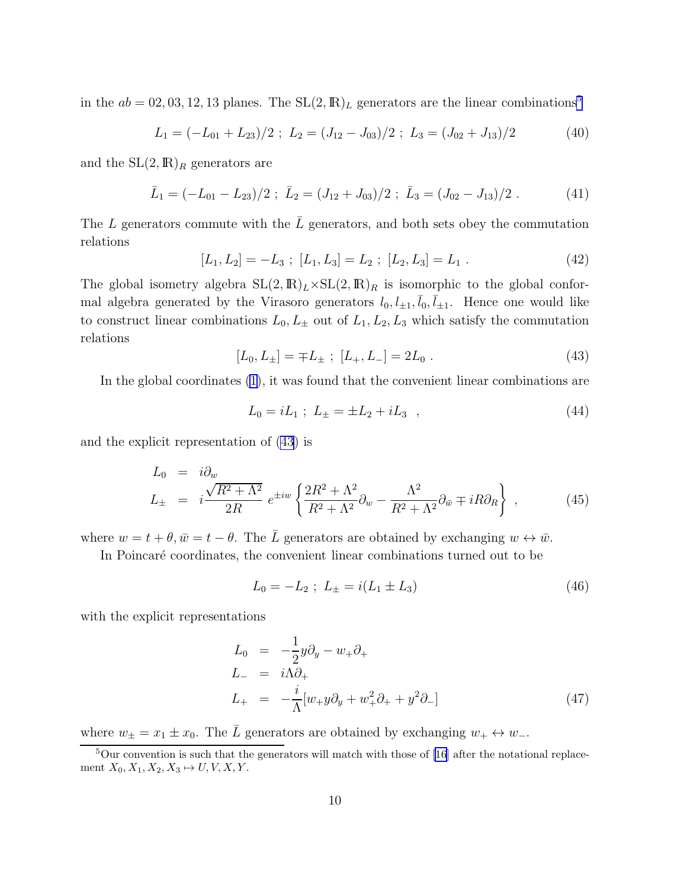in the $ab = 02, 03, 12, 13$ planes. The $\mathrm{SL}(2,\mathbb{R})_L$ generators are the linear combinations[5]

$$L_1 = (-L_{01} + L_{23})/2 \ ; \ L_2 = (J_{12} - J_{03})/2 \ ; \ L_3 = (J_{02} + J_{13})/2 \tag{40}$$

and the $\mathrm{SL}(2,\mathbb{R})_R$ generators are

$$\bar{L}_1 = (-L_{01} - L_{23})/2 \ ; \ \bar{L}_2 = (J_{12} + J_{03})/2 \ ; \ \bar{L}_3 = (J_{02} - J_{13})/2 \ . \tag{41}$$

The $L$ generators commute with the $\bar{L}$ generators, and both sets obey the commutation relations

$$[L_1, L_2] = -L_3 \ ; \ [L_1, L_3] = L_2 \ ; \ [L_2, L_3] = L_1 \ . \tag{42}$$

The global isometry algebra $\mathrm{SL}(2,\mathbb{R})_L \times \mathrm{SL}(2,\mathbb{R})_R$ is isomorphic to the global conformal algebra generated by the Virasoro generators $l_0, l_{\pm 1}, \bar{l}_0, \bar{l}_{\pm 1}$. Hence one would like to construct linear combinations $L_0, L_\pm$ out of $L_1, L_2, L_3$ which satisfy the commutation relations

$$[L_0, L_\pm] = \mp L_\pm \ ; \ [L_+, L_-] = 2L_0 \ . \tag{43}$$

In the global coordinates (1), it was found that the convenient linear combinations are

$$L_0 = iL_1 \ ; \ L_\pm = \pm L_2 + iL_3 \ \ , \tag{44}$$

and the explicit representation of (43) is

$$\begin{aligned} L_0 &= i\partial_w \\ L_\pm &= i\frac{\sqrt{R^2+\Lambda^2}}{2R} \, e^{\pm iw} \left\{ \frac{2R^2+\Lambda^2}{R^2+\Lambda^2}\partial_w - \frac{\Lambda^2}{R^2+\Lambda^2}\partial_{\bar{w}} \mp iR\partial_R \right\} \ , \end{aligned} \tag{45}$$

where $w = t + \theta, \bar{w} = t - \theta$. The $\bar{L}$ generators are obtained by exchanging $w \leftrightarrow \bar{w}$.

In Poincaré coordinates, the convenient linear combinations turned out to be

$$L_0 = -L_2 \ ; \ L_\pm = i(L_1 \pm L_3) \tag{46}$$

with the explicit representations

$$\begin{aligned} L_0 &= -\frac{1}{2}y\partial_y - w_+\partial_+ \\ L_- &= i\Lambda\partial_+ \\ L_+ &= -\frac{i}{\Lambda}[w_+ y\partial_y + w_+^2\partial_+ + y^2\partial_-] \end{aligned} \tag{47}$$

where $w_\pm = x_1 \pm x_0$. The $\bar{L}$ generators are obtained by exchanging $w_+ \leftrightarrow w_-$.

---

[5] Our convention is such that the generators will match with those of [16] after the notational replacement $X_0, X_1, X_2, X_3 \mapsto U, V, X, Y$.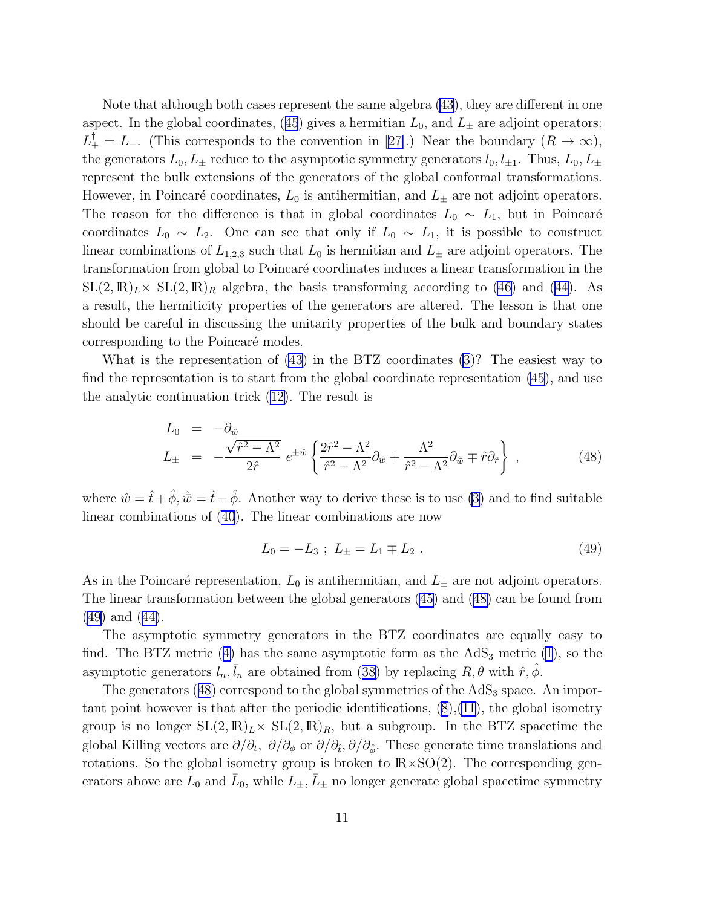Note that although both cases represent the same algebra (43), they are different in one aspect. In the global coordinates, (45) gives a hermitian $L_0$, and $L_\pm$ are adjoint operators: $L_+^\dagger = L_-$. (This corresponds to the convention in [27].) Near the boundary ($R \to \infty$), the generators $L_0, L_\pm$ reduce to the asymptotic symmetry generators $l_0, l_{\pm 1}$. Thus, $L_0, L_\pm$ represent the bulk extensions of the generators of the global conformal transformations. However, in Poincaré coordinates, $L_0$ is antihermitian, and $L_\pm$ are not adjoint operators. The reason for the difference is that in global coordinates $L_0 \sim L_1$, but in Poincaré coordinates $L_0 \sim L_2$. One can see that only if $L_0 \sim L_1$, it is possible to construct linear combinations of $L_{1,2,3}$ such that $L_0$ is hermitian and $L_\pm$ are adjoint operators. The transformation from global to Poincaré coordinates induces a linear transformation in the $\mathrm{SL}(2,\mathbb{R})_L \times \mathrm{SL}(2,\mathbb{R})_R$ algebra, the basis transforming according to (46) and (44). As a result, the hermiticity properties of the generators are altered. The lesson is that one should be careful in discussing the unitarity properties of the bulk and boundary states corresponding to the Poincaré modes.

What is the representation of (43) in the BTZ coordinates (3)? The easiest way to find the representation is to start from the global coordinate representation (45), and use the analytic continuation trick (12). The result is

$$
\begin{aligned}
L_0 &= -\partial_{\hat{w}} \\
L_\pm &= -\frac{\sqrt{\hat{r}^2 - \Lambda^2}}{2\hat{r}}\, e^{\pm \hat{w}} \left\{ \frac{2\hat{r}^2 - \Lambda^2}{\hat{r}^2 - \Lambda^2} \partial_{\hat{w}} + \frac{\Lambda^2}{\hat{r}^2 - \Lambda^2} \partial_{\hat{\bar{w}}} \mp \hat{r}\partial_{\hat{r}} \right\} ,
\end{aligned}
\tag{48}
$$

where $\hat{w} = \hat{t} + \hat{\phi}, \hat{\bar{w}} = \hat{t} - \hat{\phi}$. Another way to derive these is to use (3) and to find suitable linear combinations of (40). The linear combinations are now

$$
L_0 = -L_3 \; ; \; L_\pm = L_1 \mp L_2 \; . \tag{49}
$$

As in the Poincaré representation, $L_0$ is antihermitian, and $L_\pm$ are not adjoint operators. The linear transformation between the global generators (45) and (48) can be found from (49) and (44).

The asymptotic symmetry generators in the BTZ coordinates are equally easy to find. The BTZ metric (4) has the same asymptotic form as the $\mathrm{AdS}_3$ metric (1), so the asymptotic generators $l_n, \bar{l}_n$ are obtained from (38) by replacing $R, \theta$ with $\hat{r}, \hat{\phi}$.

The generators (48) correspond to the global symmetries of the $\mathrm{AdS}_3$ space. An important point however is that after the periodic identifications, (8),(11), the global isometry group is no longer $\mathrm{SL}(2,\mathbb{R})_L \times \mathrm{SL}(2,\mathbb{R})_R$, but a subgroup. In the BTZ spacetime the global Killing vectors are $\partial/\partial_t,\ \partial/\partial_\phi$ or $\partial/\partial_{\hat{t}}, \partial/\partial_{\hat{\phi}}$. These generate time translations and rotations. So the global isometry group is broken to $\mathbb{R}\times\mathrm{SO}(2)$. The corresponding generators above are $L_0$ and $\bar{L}_0$, while $L_\pm, \bar{L}_\pm$ no longer generate global spacetime symmetry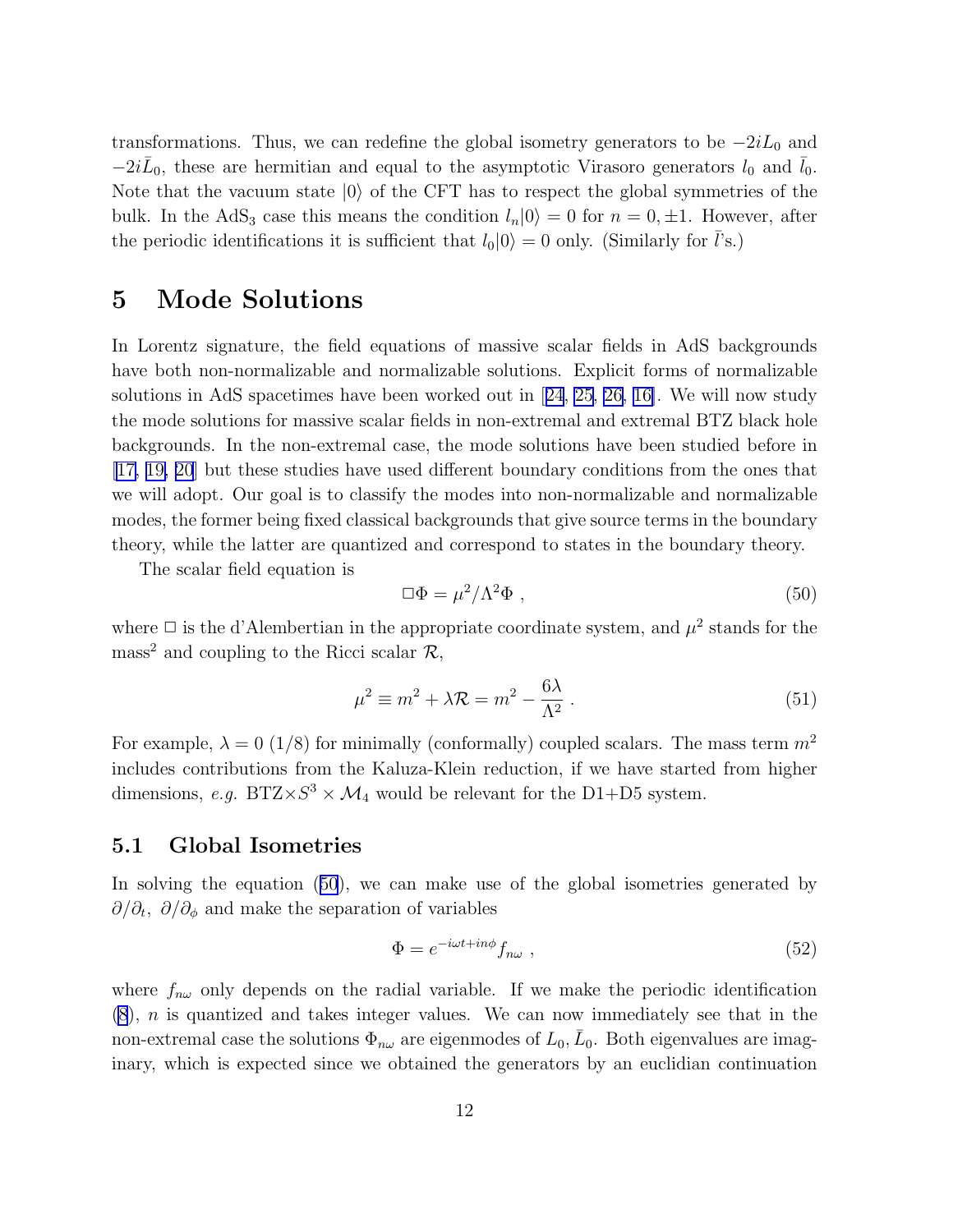transformations. Thus, we can redefine the global isometry generators to be $-2iL_0$ and $-2i\bar{L}_0$, these are hermitian and equal to the asymptotic Virasoro generators $l_0$ and $\bar{l}_0$. Note that the vacuum state $|0\rangle$ of the CFT has to respect the global symmetries of the bulk. In the $AdS_3$ case this means the condition $l_n|0\rangle = 0$ for $n = 0, \pm 1$. However, after the periodic identifications it is sufficient that $l_0|0\rangle = 0$ only. (Similarly for $\bar{l}$'s.)

# 5 Mode Solutions

In Lorentz signature, the field equations of massive scalar fields in AdS backgrounds have both non-normalizable and normalizable solutions. Explicit forms of normalizable solutions in AdS spacetimes have been worked out in [24, 25, 26, 16]. We will now study the mode solutions for massive scalar fields in non-extremal and extremal BTZ black hole backgrounds. In the non-extremal case, the mode solutions have been studied before in [17, 19, 20] but these studies have used different boundary conditions from the ones that we will adopt. Our goal is to classify the modes into non-normalizable and normalizable modes, the former being fixed classical backgrounds that give source terms in the boundary theory, while the latter are quantized and correspond to states in the boundary theory.

The scalar field equation is

$$\Box\Phi = \mu^2/\Lambda^2\Phi \ , \tag{50}$$

where $\Box$ is the d'Alembertian in the appropriate coordinate system, and $\mu^2$ stands for the mass$^2$ and coupling to the Ricci scalar $\mathcal{R}$,

$$\mu^2 \equiv m^2 + \lambda\mathcal{R} = m^2 - \frac{6\lambda}{\Lambda^2} \ . \tag{51}$$

For example, $\lambda = 0$ $(1/8)$ for minimally (conformally) coupled scalars. The mass term $m^2$ includes contributions from the Kaluza-Klein reduction, if we have started from higher dimensions, *e.g.* BTZ$\times S^3 \times \mathcal{M}_4$ would be relevant for the D1+D5 system.

## 5.1 Global Isometries

In solving the equation (50), we can make use of the global isometries generated by $\partial/\partial_t$, $\partial/\partial_\phi$ and make the separation of variables

$$\Phi = e^{-i\omega t + in\phi} f_{n\omega} \ , \tag{52}$$

where $f_{n\omega}$ only depends on the radial variable. If we make the periodic identification (8), $n$ is quantized and takes integer values. We can now immediately see that in the non-extremal case the solutions $\Phi_{n\omega}$ are eigenmodes of $L_0, \bar{L}_0$. Both eigenvalues are imaginary, which is expected since we obtained the generators by an euclidian continuation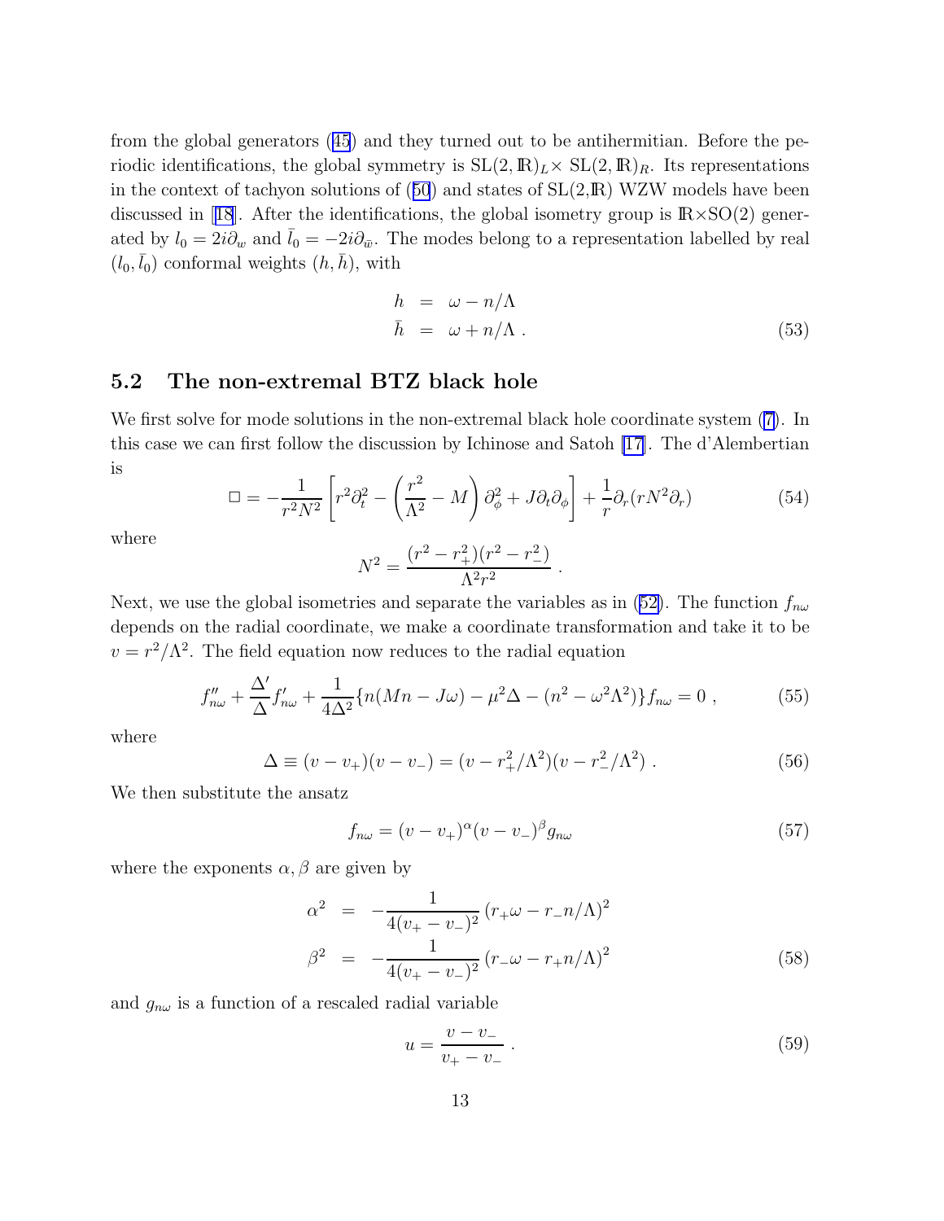from the global generators (45) and they turned out to be antihermitian. Before the periodic identifications, the global symmetry is $\mathrm{SL}(2,\mathbb{R})_L\times \mathrm{SL}(2,\mathbb{R})_R$. Its representations in the context of tachyon solutions of (50) and states of SL(2,$\mathbb{R}$) WZW models have been discussed in [18]. After the identifications, the global isometry group is $\mathbb{R}\times$SO(2) generated by $l_0 = 2i\partial_w$ and $\bar{l}_0 = -2i\partial_{\bar{w}}$. The modes belong to a representation labelled by real $(l_0, \bar{l}_0)$ conformal weights $(h, \bar{h})$, with

$$
\begin{aligned}
h &= \omega - n/\Lambda \\
\bar{h} &= \omega + n/\Lambda \, .
\end{aligned}
\tag{53}
$$

## 5.2 The non-extremal BTZ black hole

We first solve for mode solutions in the non-extremal black hole coordinate system (7). In this case we can first follow the discussion by Ichinose and Satoh [17]. The d'Alembertian is

$$
\Box = -\frac{1}{r^2N^2}\left[r^2\partial_t^2 - \left(\frac{r^2}{\Lambda^2} - M\right)\partial_\phi^2 + J\partial_t\partial_\phi\right] + \frac{1}{r}\partial_r(rN^2\partial_r) \tag{54}
$$

where

$$
N^2 = \frac{(r^2-r_+^2)(r^2-r_-^2)}{\Lambda^2 r^2} \, .
$$

Next, we use the global isometries and separate the variables as in (52). The function $f_{n\omega}$ depends on the radial coordinate, we make a coordinate transformation and take it to be $v = r^2/\Lambda^2$. The field equation now reduces to the radial equation

$$
f''_{n\omega} + \frac{\Delta'}{\Delta}f'_{n\omega} + \frac{1}{4\Delta^2}\{n(Mn - J\omega) - \mu^2\Delta - (n^2 - \omega^2\Lambda^2)\}f_{n\omega} = 0 \, , \tag{55}
$$

where

$$
\Delta \equiv (v - v_+)(v - v_-) = (v - r_+^2/\Lambda^2)(v - r_-^2/\Lambda^2) \, . \tag{56}
$$

We then substitute the ansatz

$$
f_{n\omega} = (v - v_+)^\alpha (v - v_-)^\beta g_{n\omega} \tag{57}
$$

where the exponents $\alpha, \beta$ are given by

$$
\begin{aligned}
\alpha^2 &= -\frac{1}{4(v_+ - v_-)^2}\left(r_+\omega - r_-n/\Lambda\right)^2 \\
\beta^2 &= -\frac{1}{4(v_+ - v_-)^2}\left(r_-\omega - r_+n/\Lambda\right)^2
\end{aligned}
\tag{58}
$$

and $g_{n\omega}$ is a function of a rescaled radial variable

$$
u = \frac{v - v_-}{v_+ - v_-} \, . \tag{59}
$$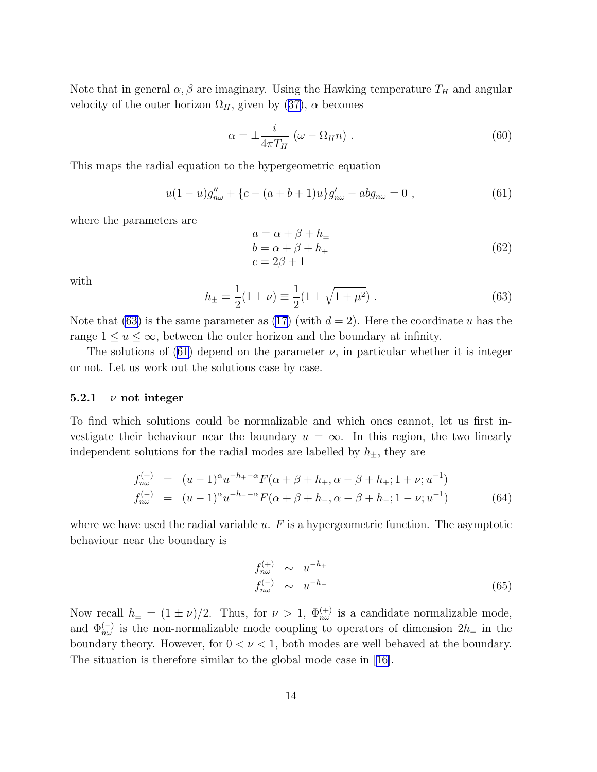Note that in general $\alpha, \beta$ are imaginary. Using the Hawking temperature $T_H$ and angular velocity of the outer horizon $\Omega_H$, given by (37), $\alpha$ becomes

$$\alpha = \pm \frac{i}{4\pi T_H} \left(\omega - \Omega_H n\right) . \tag{60}$$

This maps the radial equation to the hypergeometric equation

$$u(1-u) g''_{n\omega} + \{c - (a+b+1)u\} g'_{n\omega} - ab g_{n\omega} = 0 , \tag{61}$$

where the parameters are

$$\begin{aligned} a &= \alpha + \beta + h_\pm \\ b &= \alpha + \beta + h_\mp \\ c &= 2\beta + 1 \end{aligned} \tag{62}$$

with

$$h_\pm = \frac{1}{2}(1 \pm \nu) \equiv \frac{1}{2}(1 \pm \sqrt{1+\mu^2}) . \tag{63}$$

Note that (63) is the same parameter as (17) (with $d = 2$). Here the coordinate $u$ has the range $1 \leq u \leq \infty$, between the outer horizon and the boundary at infinity.

The solutions of (61) depend on the parameter $\nu$, in particular whether it is integer or not. Let us work out the solutions case by case.

### 5.2.1 $\nu$ not integer

To find which solutions could be normalizable and which ones cannot, let us first investigate their behaviour near the boundary $u = \infty$. In this region, the two linearly independent solutions for the radial modes are labelled by $h_\pm$, they are

$$\begin{aligned} f^{(+)}_{n\omega} &= (u-1)^\alpha u^{-h_+ - \alpha} F(\alpha + \beta + h_+, \alpha - \beta + h_+; 1 + \nu; u^{-1}) \\ f^{(-)}_{n\omega} &= (u-1)^\alpha u^{-h_- - \alpha} F(\alpha + \beta + h_-, \alpha - \beta + h_-; 1 - \nu; u^{-1}) \end{aligned} \tag{64}$$

where we have used the radial variable $u$. $F$ is a hypergeometric function. The asymptotic behaviour near the boundary is

$$\begin{aligned} f^{(+)}_{n\omega} &\sim u^{-h_+} \\ f^{(-)}_{n\omega} &\sim u^{-h_-} \end{aligned} \tag{65}$$

Now recall $h_\pm = (1 \pm \nu)/2$. Thus, for $\nu > 1$, $\Phi^{(+)}_{n\omega}$ is a candidate normalizable mode, and $\Phi^{(-)}_{n\omega}$ is the non-normalizable mode coupling to operators of dimension $2h_+$ in the boundary theory. However, for $0 < \nu < 1$, both modes are well behaved at the boundary. The situation is therefore similar to the global mode case in [16].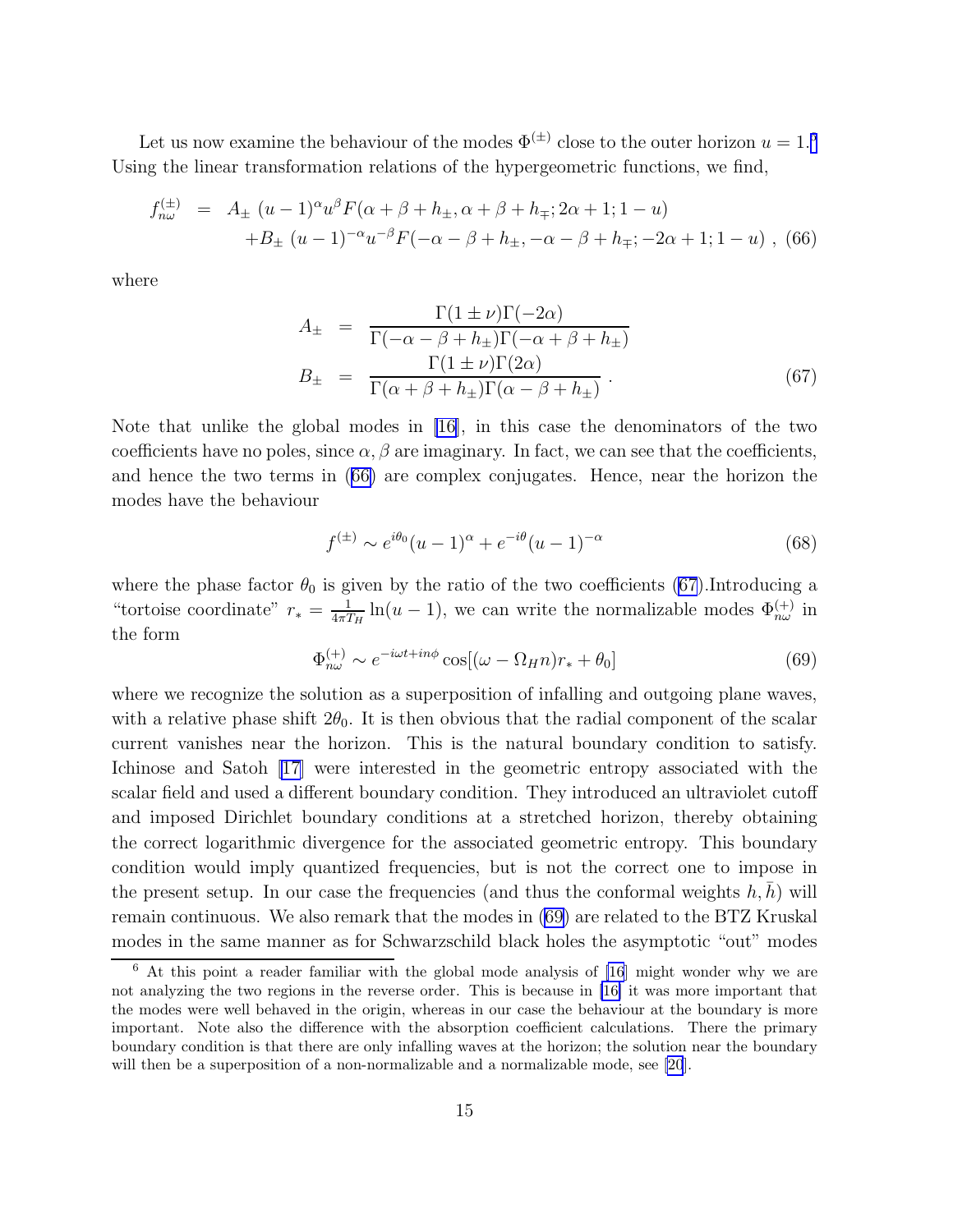Let us now examine the behaviour of the modes $\Phi^{(\pm)}$ close to the outer horizon $u = 1$.[6] Using the linear transformation relations of the hypergeometric functions, we find,

$$
\begin{aligned}
f^{(\pm)}_{n\omega} &= A_{\pm}\ (u-1)^{\alpha} u^{\beta} F(\alpha+\beta+h_{\pm}, \alpha+\beta+h_{\mp}; 2\alpha+1; 1-u) \\
&\quad + B_{\pm}\ (u-1)^{-\alpha} u^{-\beta} F(-\alpha-\beta+h_{\pm}, -\alpha-\beta+h_{\mp}; -2\alpha+1; 1-u)\ , \quad (66)
\end{aligned}
$$

where

$$
\begin{aligned}
A_{\pm} &= \frac{\Gamma(1 \pm \nu)\Gamma(-2\alpha)}{\Gamma(-\alpha-\beta+h_{\pm})\Gamma(-\alpha+\beta+h_{\pm})} \\
B_{\pm} &= \frac{\Gamma(1 \pm \nu)\Gamma(2\alpha)}{\Gamma(\alpha+\beta+h_{\pm})\Gamma(\alpha-\beta+h_{\pm})}\ . \qquad (67)
\end{aligned}
$$

Note that unlike the global modes in [16], in this case the denominators of the two coefficients have no poles, since $\alpha, \beta$ are imaginary. In fact, we can see that the coefficients, and hence the two terms in (66) are complex conjugates. Hence, near the horizon the modes have the behaviour

$$
f^{(\pm)} \sim e^{i\theta_0}(u-1)^{\alpha} + e^{-i\theta}(u-1)^{-\alpha} \qquad (68)
$$

where the phase factor $\theta_0$ is given by the ratio of the two coefficients (67).Introducing a "tortoise coordinate" $r_* = \frac{1}{4\pi T_H}\ln(u-1)$, we can write the normalizable modes $\Phi^{(+)}_{n\omega}$ in the form

$$
\Phi^{(+)}_{n\omega} \sim e^{-i\omega t + in\phi}\cos[(\omega - \Omega_H n)r_* + \theta_0] \qquad (69)
$$

where we recognize the solution as a superposition of infalling and outgoing plane waves, with a relative phase shift $2\theta_0$. It is then obvious that the radial component of the scalar current vanishes near the horizon. This is the natural boundary condition to satisfy. Ichinose and Satoh [17] were interested in the geometric entropy associated with the scalar field and used a different boundary condition. They introduced an ultraviolet cutoff and imposed Dirichlet boundary conditions at a stretched horizon, thereby obtaining the correct logarithmic divergence for the associated geometric entropy. This boundary condition would imply quantized frequencies, but is not the correct one to impose in the present setup. In our case the frequencies (and thus the conformal weights $h, \bar{h}$) will remain continuous. We also remark that the modes in (69) are related to the BTZ Kruskal modes in the same manner as for Schwarzschild black holes the asymptotic "out" modes

[6] At this point a reader familiar with the global mode analysis of [16] might wonder why we are not analyzing the two regions in the reverse order. This is because in [16] it was more important that the modes were well behaved in the origin, whereas in our case the behaviour at the boundary is more important. Note also the difference with the absorption coefficient calculations. There the primary boundary condition is that there are only infalling waves at the horizon; the solution near the boundary will then be a superposition of a non-normalizable and a normalizable mode, see [20].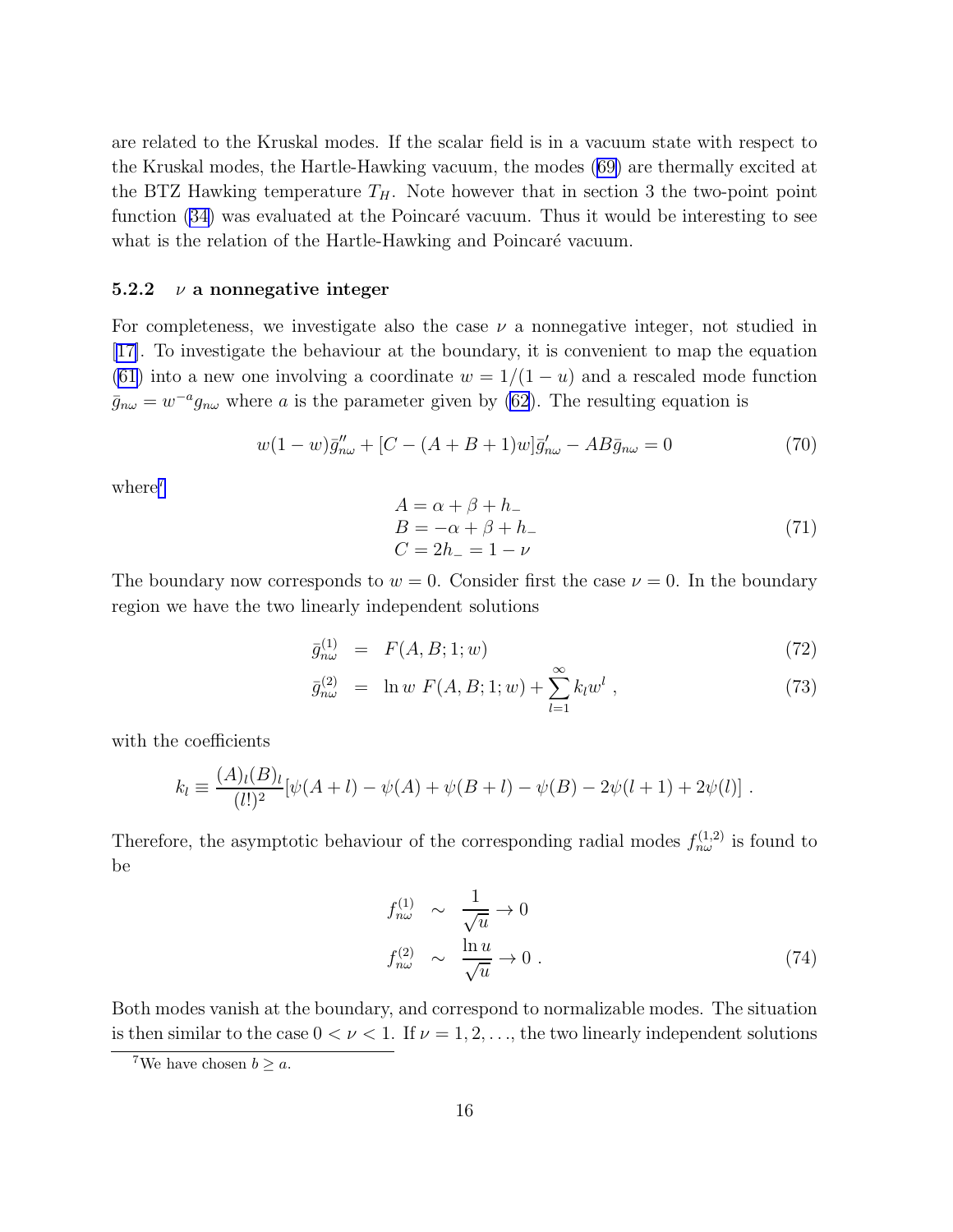are related to the Kruskal modes. If the scalar field is in a vacuum state with respect to the Kruskal modes, the Hartle-Hawking vacuum, the modes (69) are thermally excited at the BTZ Hawking temperature $T_H$. Note however that in section 3 the two-point point function (34) was evaluated at the Poincaré vacuum. Thus it would be interesting to see what is the relation of the Hartle-Hawking and Poincaré vacuum.

#### 5.2.2 $\nu$ a nonnegative integer

For completeness, we investigate also the case $\nu$ a nonnegative integer, not studied in [17]. To investigate the behaviour at the boundary, it is convenient to map the equation (61) into a new one involving a coordinate $w = 1/(1-u)$ and a rescaled mode function $\bar{g}_{n\omega} = w^{-a} g_{n\omega}$ where $a$ is the parameter given by (62). The resulting equation is

$$w(1-w)\bar{g}''_{n\omega} + [C - (A+B+1)w]\bar{g}'_{n\omega} - AB\bar{g}_{n\omega} = 0 \tag{70}$$

where[7]

$$\begin{array}{l} A = \alpha + \beta + h_- \\ B = -\alpha + \beta + h_- \\ C = 2h_- = 1 - \nu \end{array} \tag{71}$$

The boundary now corresponds to $w = 0$. Consider first the case $\nu = 0$. In the boundary region we have the two linearly independent solutions

$$\bar{g}^{(1)}_{n\omega} = F(A, B; 1; w) \tag{72}$$

$$\bar{g}^{(2)}_{n\omega} = \ln w \; F(A, B; 1; w) + \sum_{l=1}^{\infty} k_l w^l \; , \tag{73}$$

with the coefficients

$$k_l \equiv \frac{(A)_l (B)_l}{(l!)^2} [\psi(A+l) - \psi(A) + \psi(B+l) - \psi(B) - 2\psi(l+1) + 2\psi(l)] \; .$$

Therefore, the asymptotic behaviour of the corresponding radial modes $f^{(1,2)}_{n\omega}$ is found to be

$$\begin{array}{rcl} f^{(1)}_{n\omega} & \sim & \dfrac{1}{\sqrt{u}} \to 0 \\ f^{(2)}_{n\omega} & \sim & \dfrac{\ln u}{\sqrt{u}} \to 0 \; . \end{array} \tag{74}$$

Both modes vanish at the boundary, and correspond to normalizable modes. The situation is then similar to the case $0 < \nu < 1$. If $\nu = 1, 2, \ldots$, the two linearly independent solutions

[7] We have chosen $b \geq a$.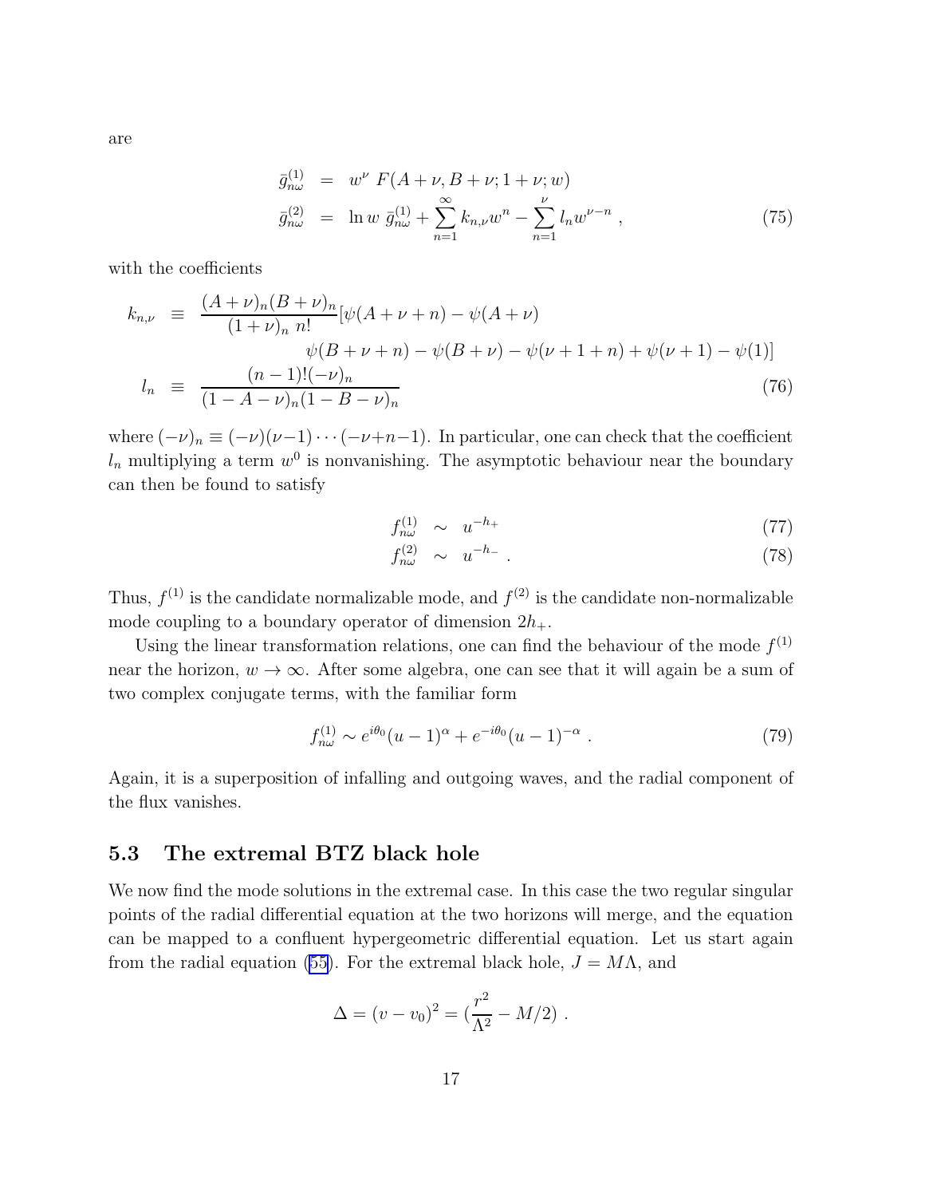are

$$
\begin{aligned}
\bar{g}^{(1)}_{n\omega} &= w^{\nu}\ F(A+\nu, B+\nu; 1+\nu; w) \\
\bar{g}^{(2)}_{n\omega} &= \ln w\ \bar{g}^{(1)}_{n\omega} + \sum_{n=1}^{\infty} k_{n,\nu} w^n - \sum_{n=1}^{\nu} l_n w^{\nu-n}\ ,
\end{aligned}
\tag{75}
$$

with the coefficients

$$
\begin{aligned}
k_{n,\nu} &\equiv \frac{(A+\nu)_n (B+\nu)_n}{(1+\nu)_n\ n!}[\psi(A+\nu+n) - \psi(A+\nu) \\
&\qquad \psi(B+\nu+n) - \psi(B+\nu) - \psi(\nu+1+n) + \psi(\nu+1) - \psi(1)] \\
l_n &\equiv \frac{(n-1)!(-\nu)_n}{(1-A-\nu)_n (1-B-\nu)_n}
\end{aligned}
\tag{76}
$$

where $(-\nu)_n \equiv (-\nu)(\nu-1)\cdots(-\nu+n-1)$. In particular, one can check that the coefficient $l_n$ multiplying a term $w^0$ is nonvanishing. The asymptotic behaviour near the boundary can then be found to satisfy

$$
f^{(1)}_{n\omega} \sim u^{-h_+} \tag{77}
$$

$$
f^{(2)}_{n\omega} \sim u^{-h_-}\ . \tag{78}
$$

Thus, $f^{(1)}$ is the candidate normalizable mode, and $f^{(2)}$ is the candidate non-normalizable mode coupling to a boundary operator of dimension $2h_+$.

Using the linear transformation relations, one can find the behaviour of the mode $f^{(1)}$ near the horizon, $w \to \infty$. After some algebra, one can see that it will again be a sum of two complex conjugate terms, with the familiar form

$$
f^{(1)}_{n\omega} \sim e^{i\theta_0}(u-1)^{\alpha} + e^{-i\theta_0}(u-1)^{-\alpha}\ . \tag{79}
$$

Again, it is a superposition of infalling and outgoing waves, and the radial component of the flux vanishes.

## 5.3 The extremal BTZ black hole

We now find the mode solutions in the extremal case. In this case the two regular singular points of the radial differential equation at the two horizons will merge, and the equation can be mapped to a confluent hypergeometric differential equation. Let us start again from the radial equation (55). For the extremal black hole, $J = M\Lambda$, and

$$
\Delta = (v - v_0)^2 = (\frac{r^2}{\Lambda^2} - M/2)\ .
$$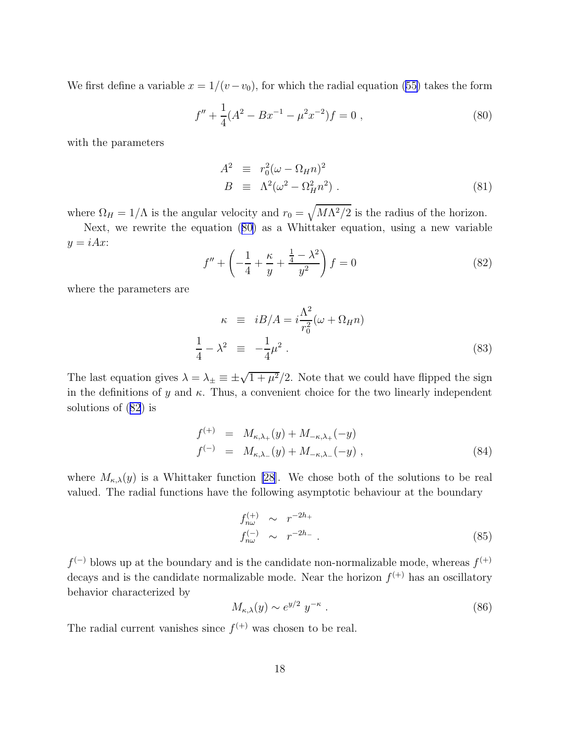We first define a variable $x = 1/(v - v_0)$, for which the radial equation (55) takes the form

$$f'' + \frac{1}{4}(A^2 - Bx^{-1} - \mu^2 x^{-2})f = 0 \; , \tag{80}$$

with the parameters

$$\begin{aligned} A^2 &\equiv r_0^2(\omega - \Omega_H n)^2 \\ B &\equiv \Lambda^2(\omega^2 - \Omega_H^2 n^2) \; . \end{aligned} \tag{81}$$

where $\Omega_H = 1/\Lambda$ is the angular velocity and $r_0 = \sqrt{M\Lambda^2/2}$ is the radius of the horizon.

Next, we rewrite the equation (80) as a Whittaker equation, using a new variable $y = iAx$:

$$f'' + \left( -\frac{1}{4} + \frac{\kappa}{y} + \frac{\frac{1}{4} - \lambda^2}{y^2} \right) f = 0 \tag{82}$$

where the parameters are

$$\begin{aligned} \kappa &\equiv iB/A = i\frac{\Lambda^2}{r_0^2}(\omega + \Omega_H n) \\ \frac{1}{4} - \lambda^2 &\equiv -\frac{1}{4}\mu^2 \; . \end{aligned} \tag{83}$$

The last equation gives $\lambda = \lambda_\pm \equiv \pm\sqrt{1+\mu^2}/2$. Note that we could have flipped the sign in the definitions of $y$ and $\kappa$. Thus, a convenient choice for the two linearly independent solutions of (82) is

$$\begin{aligned} f^{(+)} &= M_{\kappa,\lambda_+}(y) + M_{-\kappa,\lambda_+}(-y) \\ f^{(-)} &= M_{\kappa,\lambda_-}(y) + M_{-\kappa,\lambda_-}(-y) \; , \end{aligned} \tag{84}$$

where $M_{\kappa,\lambda}(y)$ is a Whittaker function [28]. We chose both of the solutions to be real valued. The radial functions have the following asymptotic behaviour at the boundary

$$\begin{aligned} f_{n\omega}^{(+)} &\sim r^{-2h_+} \\ f_{n\omega}^{(-)} &\sim r^{-2h_-} \; . \end{aligned} \tag{85}$$

$f^{(-)}$ blows up at the boundary and is the candidate non-normalizable mode, whereas $f^{(+)}$ decays and is the candidate normalizable mode. Near the horizon $f^{(+)}$ has an oscillatory behavior characterized by

$$M_{\kappa,\lambda}(y) \sim e^{y/2} \; y^{-\kappa} \; . \tag{86}$$

The radial current vanishes since $f^{(+)}$ was chosen to be real.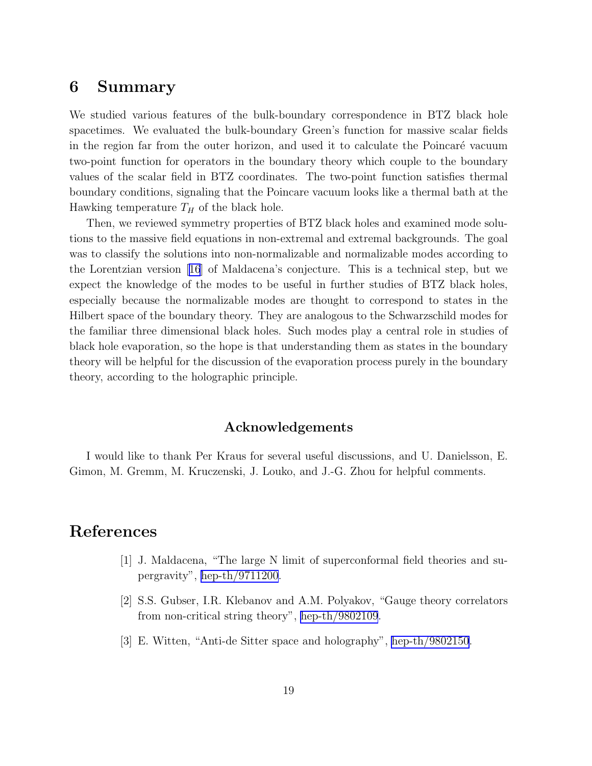# 6 Summary

We studied various features of the bulk-boundary correspondence in BTZ black hole spacetimes. We evaluated the bulk-boundary Green's function for massive scalar fields in the region far from the outer horizon, and used it to calculate the Poincaré vacuum two-point function for operators in the boundary theory which couple to the boundary values of the scalar field in BTZ coordinates. The two-point function satisfies thermal boundary conditions, signaling that the Poincare vacuum looks like a thermal bath at the Hawking temperature $T_H$ of the black hole.

Then, we reviewed symmetry properties of BTZ black holes and examined mode solutions to the massive field equations in non-extremal and extremal backgrounds. The goal was to classify the solutions into non-normalizable and normalizable modes according to the Lorentzian version [16] of Maldacena's conjecture. This is a technical step, but we expect the knowledge of the modes to be useful in further studies of BTZ black holes, especially because the normalizable modes are thought to correspond to states in the Hilbert space of the boundary theory. They are analogous to the Schwarzschild modes for the familiar three dimensional black holes. Such modes play a central role in studies of black hole evaporation, so the hope is that understanding them as states in the boundary theory will be helpful for the discussion of the evaporation process purely in the boundary theory, according to the holographic principle.

### Acknowledgements

I would like to thank Per Kraus for several useful discussions, and U. Danielsson, E. Gimon, M. Gremm, M. Kruczenski, J. Louko, and J.-G. Zhou for helpful comments.

# References

[1] J. Maldacena, "The large N limit of superconformal field theories and supergravity", hep-th/9711200.

[2] S.S. Gubser, I.R. Klebanov and A.M. Polyakov, "Gauge theory correlators from non-critical string theory", hep-th/9802109.

[3] E. Witten, "Anti-de Sitter space and holography", hep-th/9802150.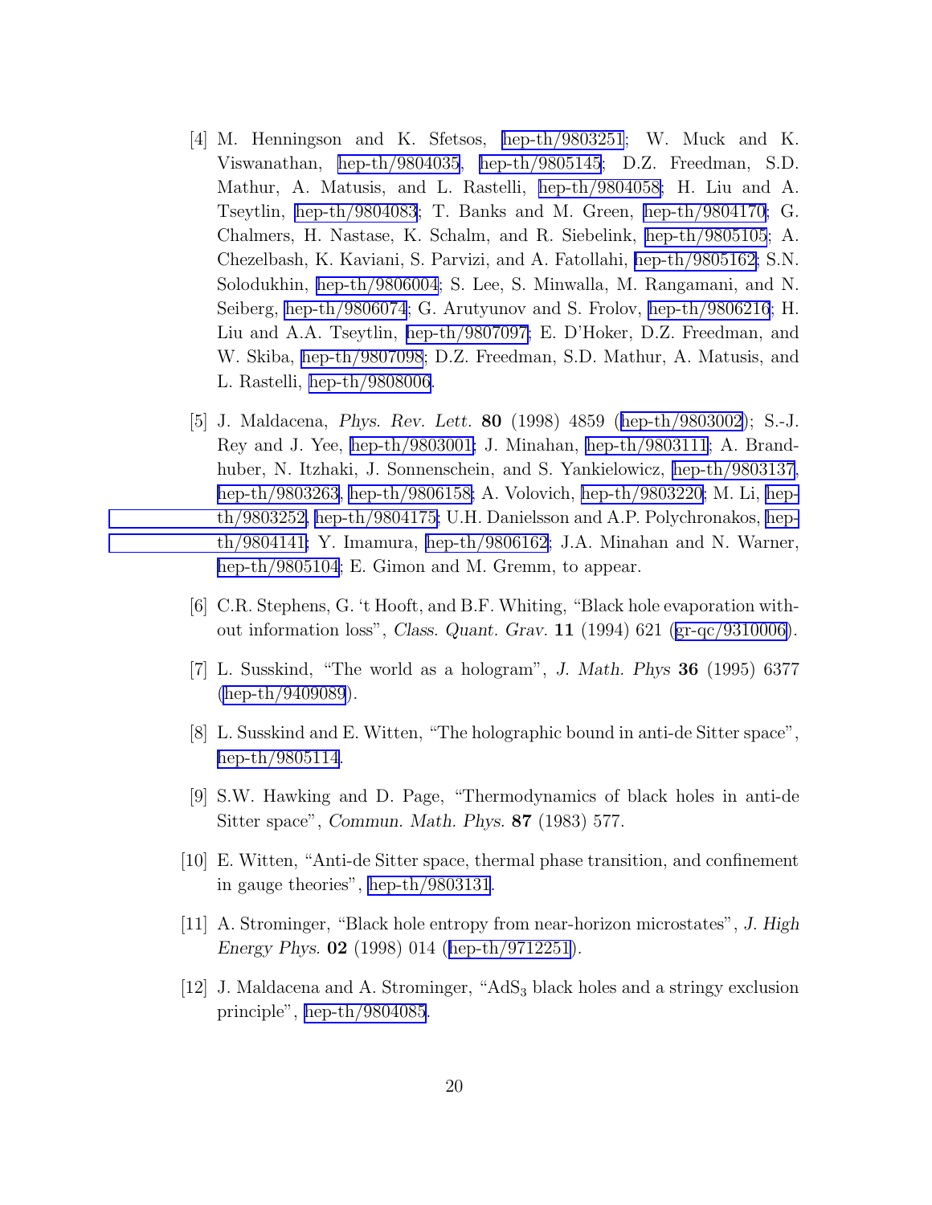[4] M. Henningson and K. Sfetsos, hep-th/9803251; W. Muck and K. Viswanathan, hep-th/9804035, hep-th/9805145; D.Z. Freedman, S.D. Mathur, A. Matusis, and L. Rastelli, hep-th/9804058; H. Liu and A. Tseytlin, hep-th/9804083; T. Banks and M. Green, hep-th/9804170; G. Chalmers, H. Nastase, K. Schalm, and R. Siebelink, hep-th/9805105; A. Chezelbash, K. Kaviani, S. Parvizi, and A. Fatollahi, hep-th/9805162; S.N. Solodukhin, hep-th/9806004; S. Lee, S. Minwalla, M. Rangamani, and N. Seiberg, hep-th/9806074; G. Arutyunov and S. Frolov, hep-th/9806216; H. Liu and A.A. Tseytlin, hep-th/9807097; E. D'Hoker, D.Z. Freedman, and W. Skiba, hep-th/9807098; D.Z. Freedman, S.D. Mathur, A. Matusis, and L. Rastelli, hep-th/9808006.

[5] J. Maldacena, *Phys. Rev. Lett.* **80** (1998) 4859 (hep-th/9803002); S.-J. Rey and J. Yee, hep-th/9803001; J. Minahan, hep-th/9803111; A. Brandhuber, N. Itzhaki, J. Sonnenschein, and S. Yankielowicz, hep-th/9803137, hep-th/9803263, hep-th/9806158; A. Volovich, hep-th/9803220; M. Li, hep-th/9803252, hep-th/9804175; U.H. Danielsson and A.P. Polychronakos, hep-th/9804141; Y. Imamura, hep-th/9806162; J.A. Minahan and N. Warner, hep-th/9805104; E. Gimon and M. Gremm, to appear.

[6] C.R. Stephens, G. 't Hooft, and B.F. Whiting, "Black hole evaporation without information loss", *Class. Quant. Grav.* **11** (1994) 621 (gr-qc/9310006).

[7] L. Susskind, "The world as a hologram", *J. Math. Phys* **36** (1995) 6377 (hep-th/9409089).

[8] L. Susskind and E. Witten, "The holographic bound in anti-de Sitter space", hep-th/9805114.

[9] S.W. Hawking and D. Page, "Thermodynamics of black holes in anti-de Sitter space", *Commun. Math. Phys.* **87** (1983) 577.

[10] E. Witten, "Anti-de Sitter space, thermal phase transition, and confinement in gauge theories", hep-th/9803131.

[11] A. Strominger, "Black hole entropy from near-horizon microstates", *J. High Energy Phys.* **02** (1998) 014 (hep-th/9712251).

[12] J. Maldacena and A. Strominger, "$AdS_3$ black holes and a stringy exclusion principle", hep-th/9804085.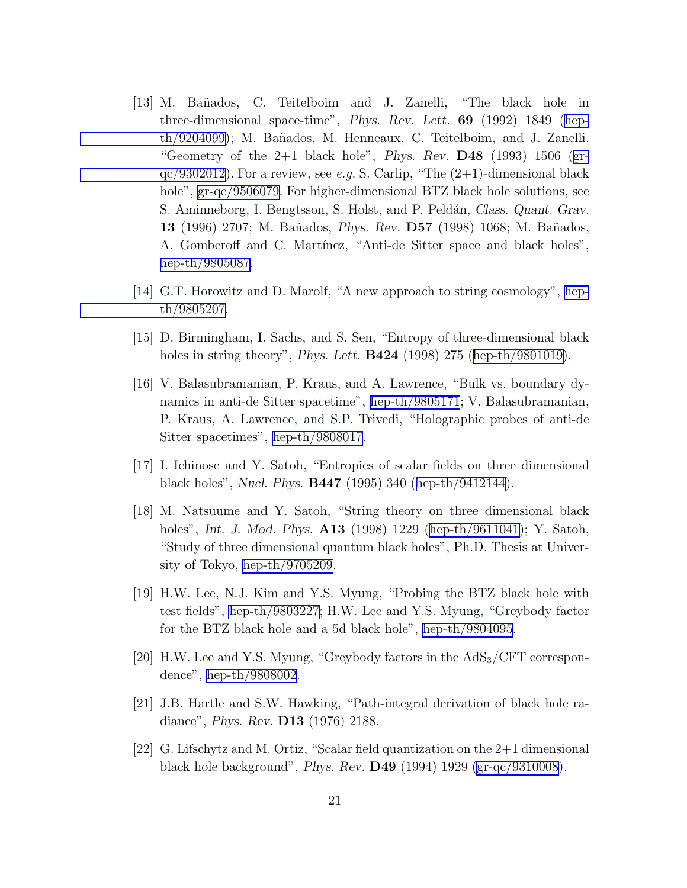[13] M. Bañados, C. Teitelboim and J. Zanelli, "The black hole in three-dimensional space-time", *Phys. Rev. Lett.* **69** (1992) 1849 (hep-th/9204099); M. Bañados, M. Henneaux, C. Teitelboim, and J. Zanelli, "Geometry of the 2+1 black hole", *Phys. Rev.* **D48** (1993) 1506 (gr-qc/9302012). For a review, see *e.g.* S. Carlip, "The (2+1)-dimensional black hole", gr-qc/9506079. For higher-dimensional BTZ black hole solutions, see S. Åminneborg, I. Bengtsson, S. Holst, and P. Peldán, *Class. Quant. Grav.* **13** (1996) 2707; M. Bañados, *Phys. Rev.* **D57** (1998) 1068; M. Bañados, A. Gomberoff and C. Martínez, "Anti-de Sitter space and black holes", hep-th/9805087.

[14] G.T. Horowitz and D. Marolf, "A new approach to string cosmology", hep-th/9805207.

[15] D. Birmingham, I. Sachs, and S. Sen, "Entropy of three-dimensional black holes in string theory", *Phys. Lett.* **B424** (1998) 275 (hep-th/9801019).

[16] V. Balasubramanian, P. Kraus, and A. Lawrence, "Bulk vs. boundary dynamics in anti-de Sitter spacetime", hep-th/9805171; V. Balasubramanian, P. Kraus, A. Lawrence, and S.P. Trivedi, "Holographic probes of anti-de Sitter spacetimes", hep-th/9808017.

[17] I. Ichinose and Y. Satoh, "Entropies of scalar fields on three dimensional black holes", *Nucl. Phys.* **B447** (1995) 340 (hep-th/9412144).

[18] M. Natsuume and Y. Satoh, "String theory on three dimensional black holes", *Int. J. Mod. Phys.* **A13** (1998) 1229 (hep-th/9611041); Y. Satoh, "Study of three dimensional quantum black holes", Ph.D. Thesis at University of Tokyo, hep-th/9705209.

[19] H.W. Lee, N.J. Kim and Y.S. Myung, "Probing the BTZ black hole with test fields", hep-th/9803227; H.W. Lee and Y.S. Myung, "Greybody factor for the BTZ black hole and a 5d black hole", hep-th/9804095.

[20] H.W. Lee and Y.S. Myung, "Greybody factors in the $AdS_3$/CFT correspondence", hep-th/9808002.

[21] J.B. Hartle and S.W. Hawking, "Path-integral derivation of black hole radiance", *Phys. Rev.* **D13** (1976) 2188.

[22] G. Lifschytz and M. Ortiz, "Scalar field quantization on the 2+1 dimensional black hole background", *Phys. Rev.* **D49** (1994) 1929 (gr-qc/9310008).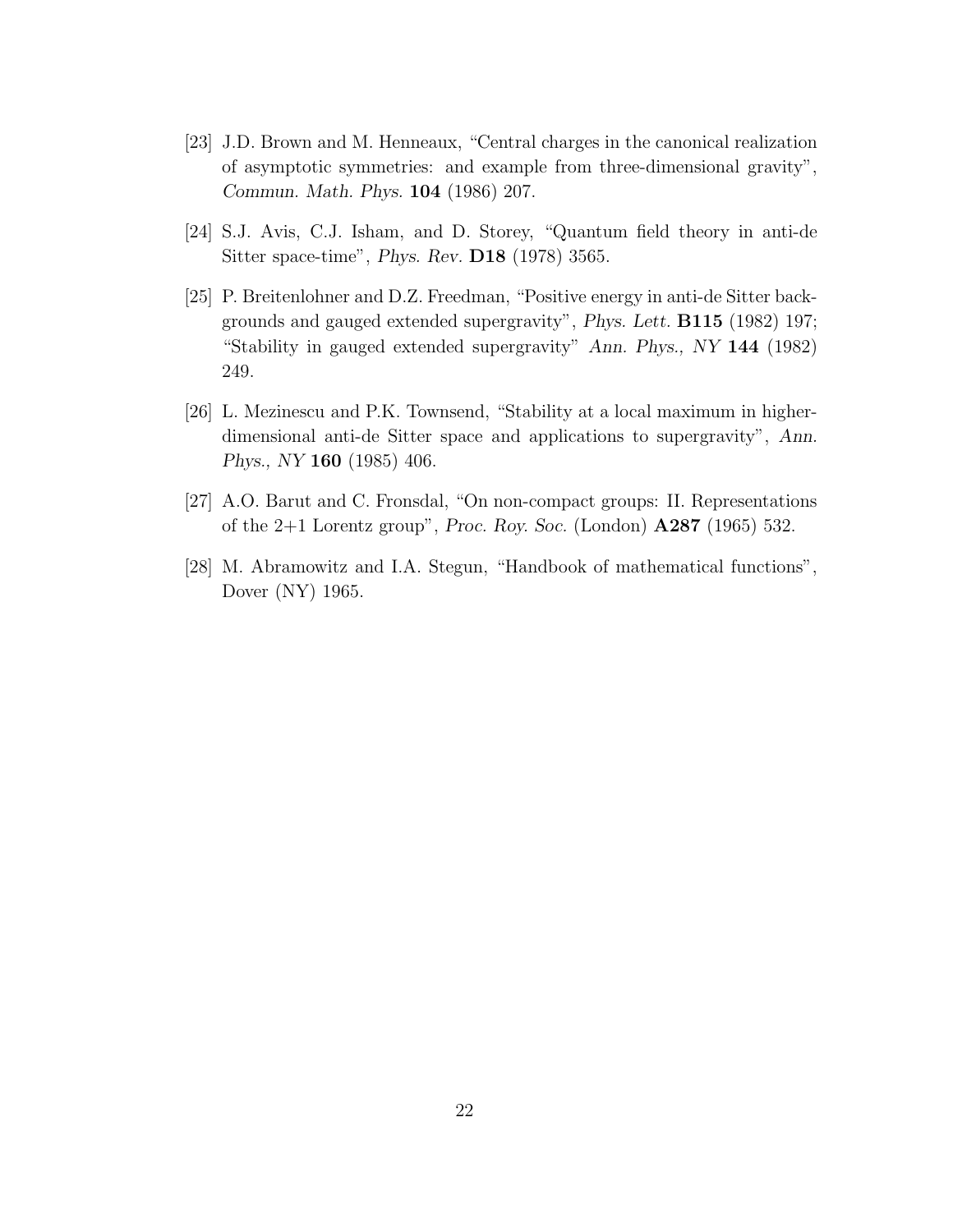[23] J.D. Brown and M. Henneaux, “Central charges in the canonical realization of asymptotic symmetries: and example from three-dimensional gravity”, *Commun. Math. Phys.* **104** (1986) 207.

[24] S.J. Avis, C.J. Isham, and D. Storey, “Quantum field theory in anti-de Sitter space-time”, *Phys. Rev.* **D18** (1978) 3565.

[25] P. Breitenlohner and D.Z. Freedman, “Positive energy in anti-de Sitter backgrounds and gauged extended supergravity”, *Phys. Lett.* **B115** (1982) 197; “Stability in gauged extended supergravity” *Ann. Phys., NY* **144** (1982) 249.

[26] L. Mezinescu and P.K. Townsend, “Stability at a local maximum in higher-dimensional anti-de Sitter space and applications to supergravity”, *Ann. Phys., NY* **160** (1985) 406.

[27] A.O. Barut and C. Fronsdal, “On non-compact groups: II. Representations of the 2+1 Lorentz group”, *Proc. Roy. Soc.* (London) **A287** (1965) 532.

[28] M. Abramowitz and I.A. Stegun, “Handbook of mathematical functions”, Dover (NY) 1965.